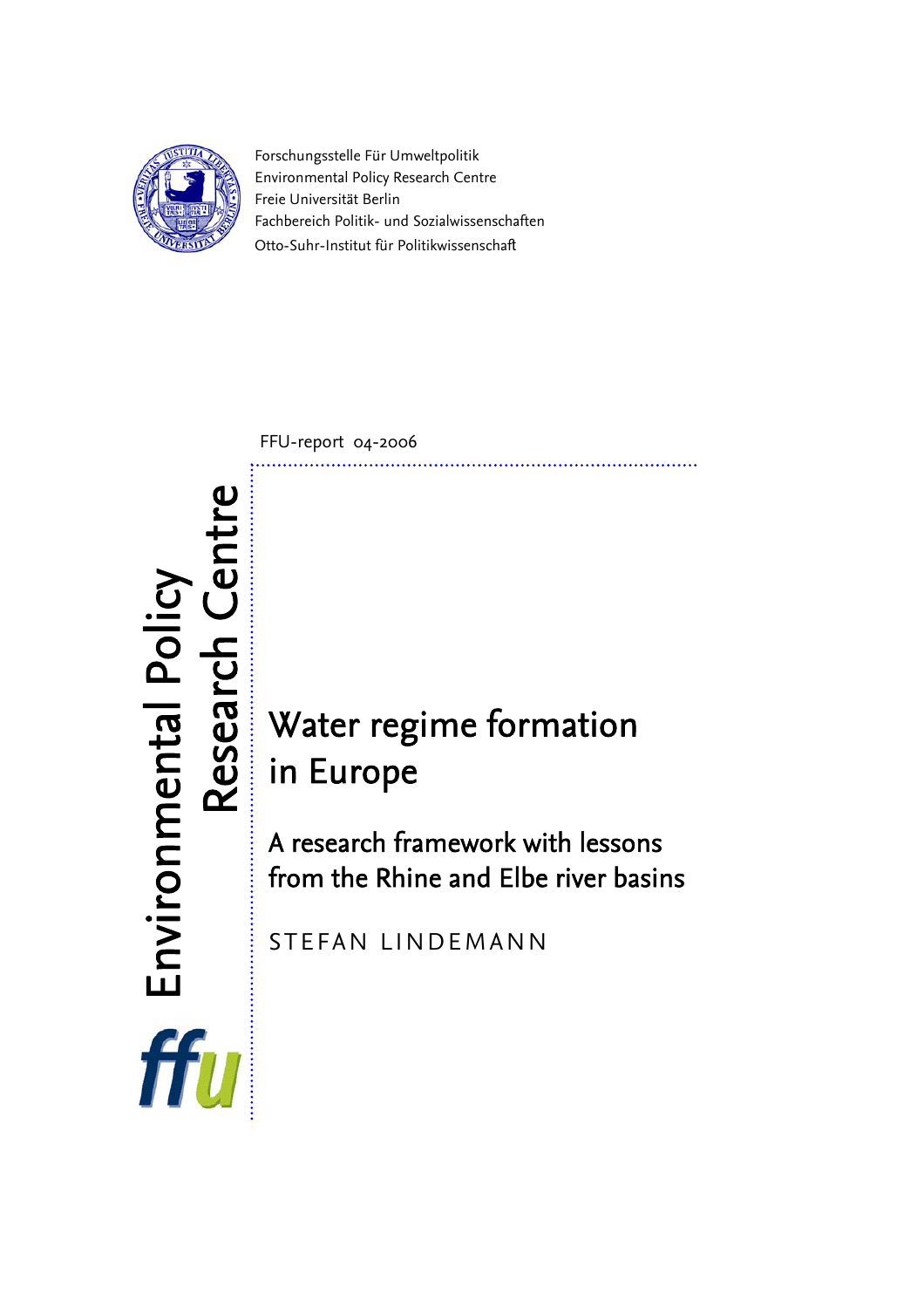Forschungsstelle Für Umweltpolitik
Environmental Policy Research Centre
Freie Universität Berlin
Fachbereich Politik- und Sozialwissenschaften
Otto-Suhr-Institut für Politikwissenschaft

FFU-report 04-2006

Environmental Policy Research Centre

# Water regime formation in Europe

## A research framework with lessons from the Rhine and Elbe river basins

STEFAN LINDEMANN

ffu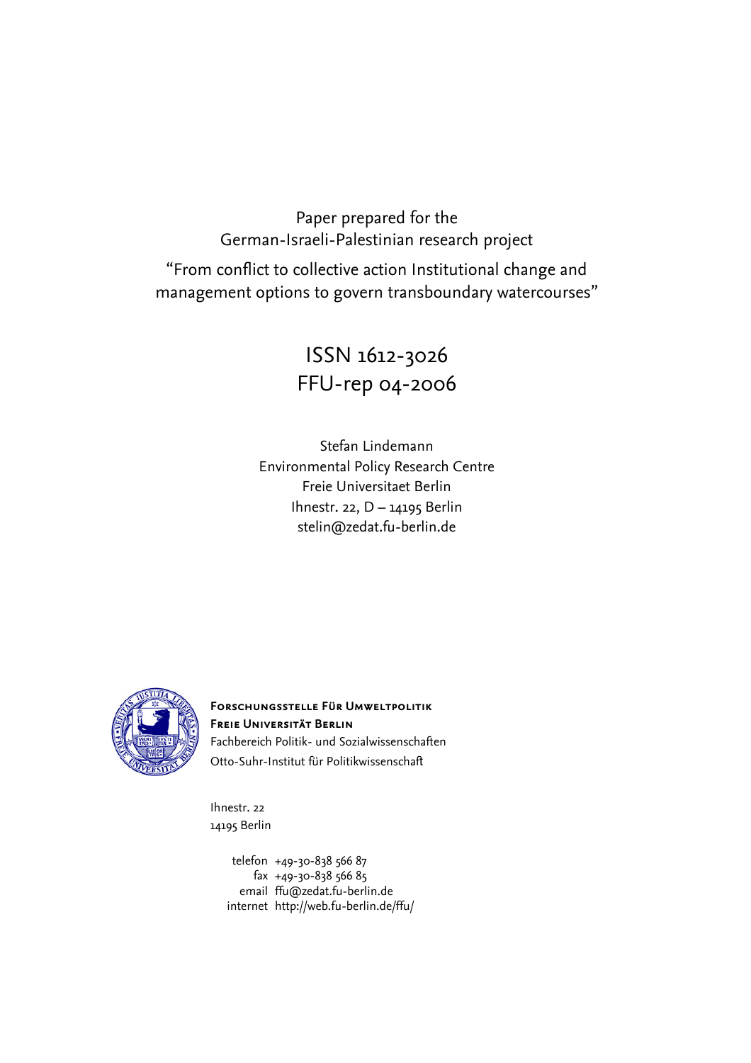Paper prepared for the
German-Israeli-Palestinian research project

"From conflict to collective action Institutional change and management options to govern transboundary watercourses"

ISSN 1612-3026
FFU-rep 04-2006

Stefan Lindemann
Environmental Policy Research Centre
Freie Universitaet Berlin
Ihnestr. 22, D – 14195 Berlin
stelin@zedat.fu-berlin.de

**Forschungsstelle für Umweltpolitik**
**Freie Universität Berlin**
Fachbereich Politik- und Sozialwissenschaften
Otto-Suhr-Institut für Politikwissenschaft

Ihnestr. 22
14195 Berlin

telefon +49-30-838 566 87
fax +49-30-838 566 85
email ffu@zedat.fu-berlin.de
internet http://web.fu-berlin.de/ffu/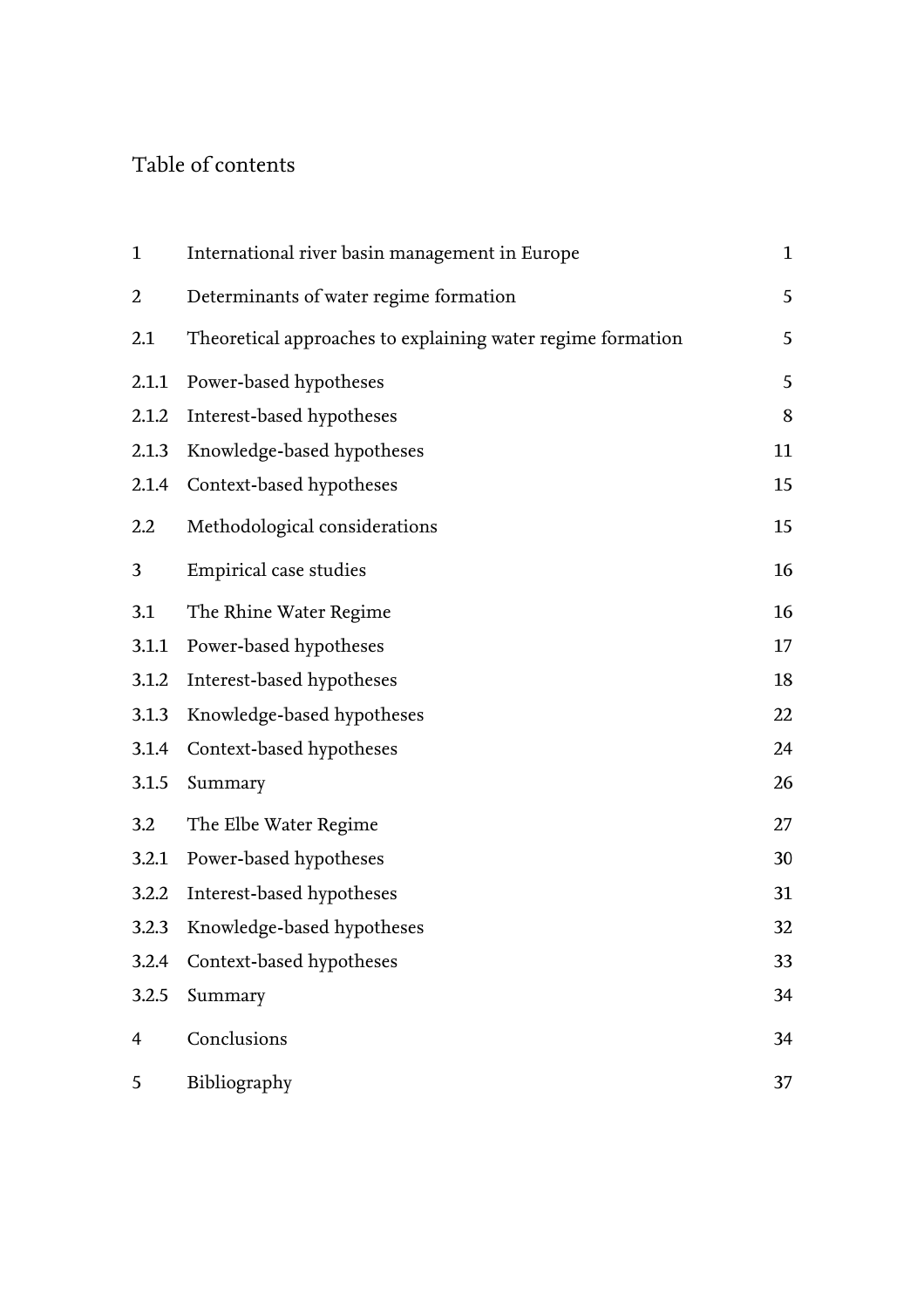# Table of contents

| | | |
|---|---|---|
| 1 | International river basin management in Europe | 1 |
| 2 | Determinants of water regime formation | 5 |
| 2.1 | Theoretical approaches to explaining water regime formation | 5 |
| 2.1.1 | Power-based hypotheses | 5 |
| 2.1.2 | Interest-based hypotheses | 8 |
| 2.1.3 | Knowledge-based hypotheses | 11 |
| 2.1.4 | Context-based hypotheses | 15 |
| 2.2 | Methodological considerations | 15 |
| 3 | Empirical case studies | 16 |
| 3.1 | The Rhine Water Regime | 16 |
| 3.1.1 | Power-based hypotheses | 17 |
| 3.1.2 | Interest-based hypotheses | 18 |
| 3.1.3 | Knowledge-based hypotheses | 22 |
| 3.1.4 | Context-based hypotheses | 24 |
| 3.1.5 | Summary | 26 |
| 3.2 | The Elbe Water Regime | 27 |
| 3.2.1 | Power-based hypotheses | 30 |
| 3.2.2 | Interest-based hypotheses | 31 |
| 3.2.3 | Knowledge-based hypotheses | 32 |
| 3.2.4 | Context-based hypotheses | 33 |
| 3.2.5 | Summary | 34 |
| 4 | Conclusions | 34 |
| 5 | Bibliography | 37 |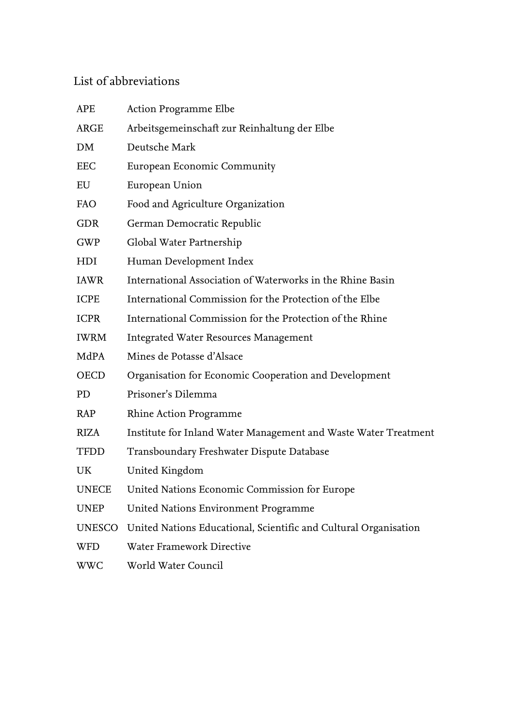## List of abbreviations

| | |
|---|---|
| APE | Action Programme Elbe |
| ARGE | Arbeitsgemeinschaft zur Reinhaltung der Elbe |
| DM | Deutsche Mark |
| EEC | European Economic Community |
| EU | European Union |
| FAO | Food and Agriculture Organization |
| GDR | German Democratic Republic |
| GWP | Global Water Partnership |
| HDI | Human Development Index |
| IAWR | International Association of Waterworks in the Rhine Basin |
| ICPE | International Commission for the Protection of the Elbe |
| ICPR | International Commission for the Protection of the Rhine |
| IWRM | Integrated Water Resources Management |
| MdPA | Mines de Potasse d'Alsace |
| OECD | Organisation for Economic Cooperation and Development |
| PD | Prisoner's Dilemma |
| RAP | Rhine Action Programme |
| RIZA | Institute for Inland Water Management and Waste Water Treatment |
| TFDD | Transboundary Freshwater Dispute Database |
| UK | United Kingdom |
| UNECE | United Nations Economic Commission for Europe |
| UNEP | United Nations Environment Programme |
| UNESCO | United Nations Educational, Scientific and Cultural Organisation |
| WFD | Water Framework Directive |
| WWC | World Water Council |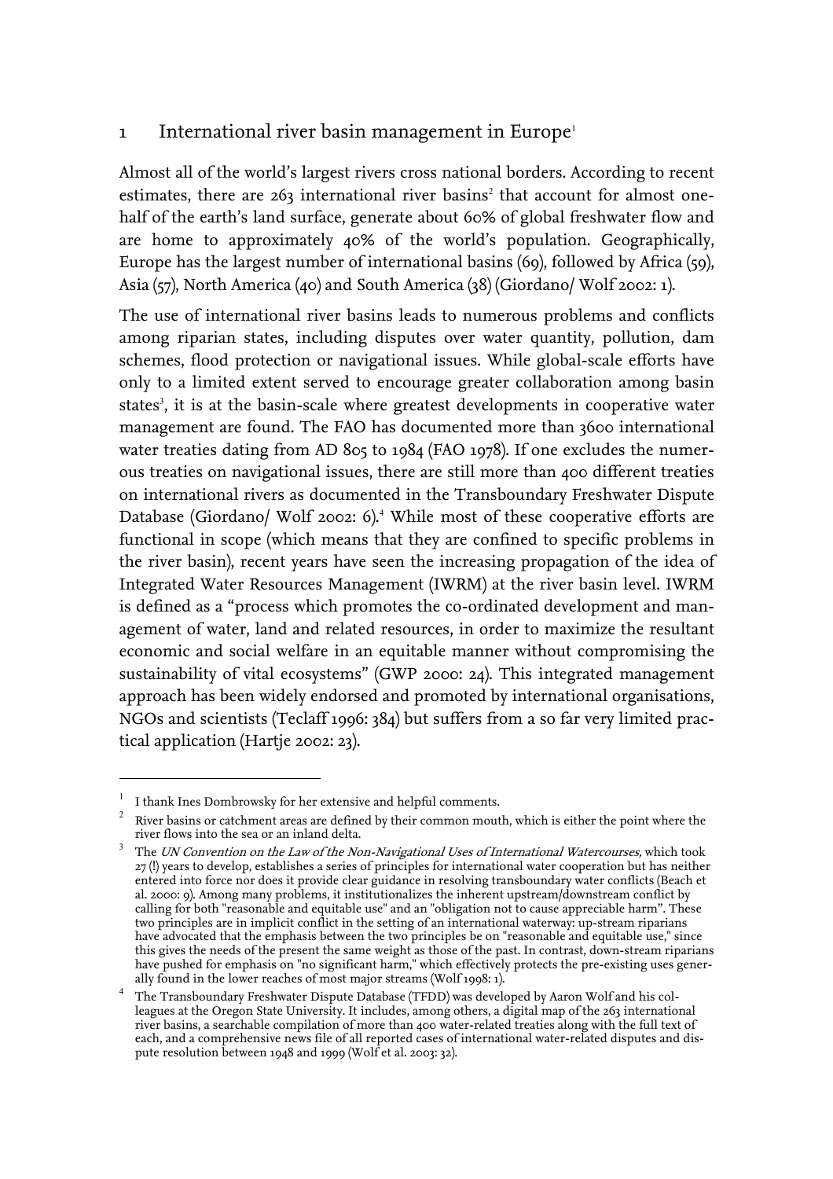# 1 International river basin management in Europe[1]

Almost all of the world's largest rivers cross national borders. According to recent estimates, there are 263 international river basins[2] that account for almost one-half of the earth's land surface, generate about 60% of global freshwater flow and are home to approximately 40% of the world's population. Geographically, Europe has the largest number of international basins (69), followed by Africa (59), Asia (57), North America (40) and South America (38) (Giordano/ Wolf 2002: 1).

The use of international river basins leads to numerous problems and conflicts among riparian states, including disputes over water quantity, pollution, dam schemes, flood protection or navigational issues. While global-scale efforts have only to a limited extent served to encourage greater collaboration among basin states[3], it is at the basin-scale where greatest developments in cooperative water management are found. The FAO has documented more than 3600 international water treaties dating from AD 805 to 1984 (FAO 1978). If one excludes the numerous treaties on navigational issues, there are still more than 400 different treaties on international rivers as documented in the Transboundary Freshwater Dispute Database (Giordano/ Wolf 2002: 6).[4] While most of these cooperative efforts are functional in scope (which means that they are confined to specific problems in the river basin), recent years have seen the increasing propagation of the idea of Integrated Water Resources Management (IWRM) at the river basin level. IWRM is defined as a "process which promotes the co-ordinated development and management of water, land and related resources, in order to maximize the resultant economic and social welfare in an equitable manner without compromising the sustainability of vital ecosystems" (GWP 2000: 24). This integrated management approach has been widely endorsed and promoted by international organisations, NGOs and scientists (Teclaff 1996: 384) but suffers from a so far very limited practical application (Hartje 2002: 23).

---

[1] I thank Ines Dombrowsky for her extensive and helpful comments.

[2] River basins or catchment areas are defined by their common mouth, which is either the point where the river flows into the sea or an inland delta.

[3] The *UN Convention on the Law of the Non-Navigational Uses of International Watercourses,* which took 27 (!) years to develop, establishes a series of principles for international water cooperation but has neither entered into force nor does it provide clear guidance in resolving transboundary water conflicts (Beach et al. 2000: 9). Among many problems, it institutionalizes the inherent upstream/downstream conflict by calling for both "reasonable and equitable use" and an "obligation not to cause appreciable harm". These two principles are in implicit conflict in the setting of an international waterway: up-stream riparians have advocated that the emphasis between the two principles be on "reasonable and equitable use," since this gives the needs of the present the same weight as those of the past. In contrast, down-stream riparians have pushed for emphasis on "no significant harm," which effectively protects the pre-existing uses generally found in the lower reaches of most major streams (Wolf 1998: 1).

[4] The Transboundary Freshwater Dispute Database (TFDD) was developed by Aaron Wolf and his colleagues at the Oregon State University. It includes, among others, a digital map of the 263 international river basins, a searchable compilation of more than 400 water-related treaties along with the full text of each, and a comprehensive news file of all reported cases of international water-related disputes and dispute resolution between 1948 and 1999 (Wolf et al. 2003: 32).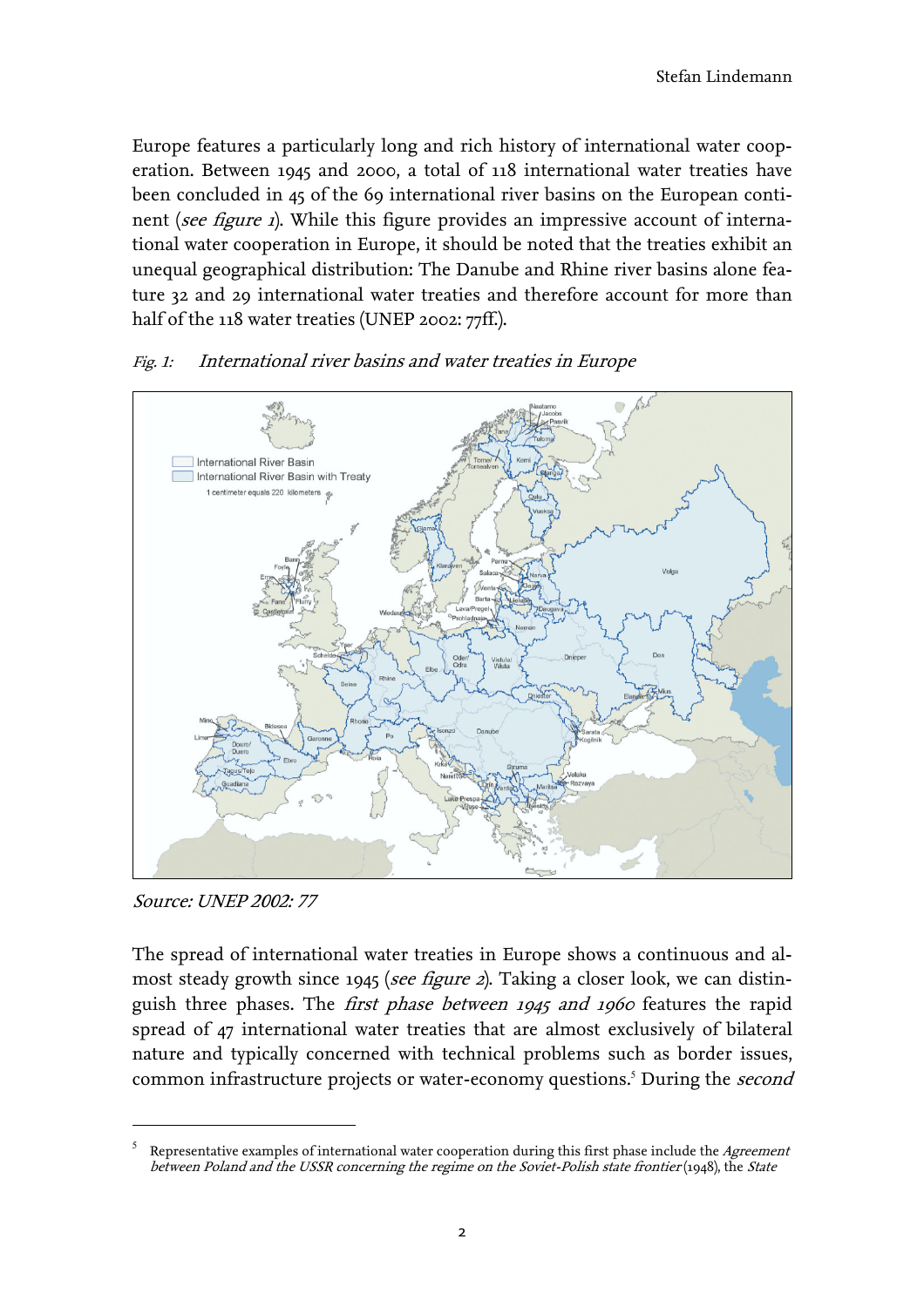Europe features a particularly long and rich history of international water cooperation. Between 1945 and 2000, a total of 118 international water treaties have been concluded in 45 of the 69 international river basins on the European continent (*see figure 1*). While this figure provides an impressive account of international water cooperation in Europe, it should be noted that the treaties exhibit an unequal geographical distribution: The Danube and Rhine river basins alone feature 32 and 29 international water treaties and therefore account for more than half of the 118 water treaties (UNEP 2002: 77ff.).

*Fig. 1: International river basins and water treaties in Europe*

*Source: UNEP 2002: 77*

The spread of international water treaties in Europe shows a continuous and almost steady growth since 1945 (*see figure 2*). Taking a closer look, we can distinguish three phases. The *first phase between 1945 and 1960* features the rapid spread of 47 international water treaties that are almost exclusively of bilateral nature and typically concerned with technical problems such as border issues, common infrastructure projects or water-economy questions.[5] During the *second*

---

[5] Representative examples of international water cooperation during this first phase include the *Agreement between Poland and the USSR concerning the regime on the Soviet-Polish state frontier* (1948), the *State*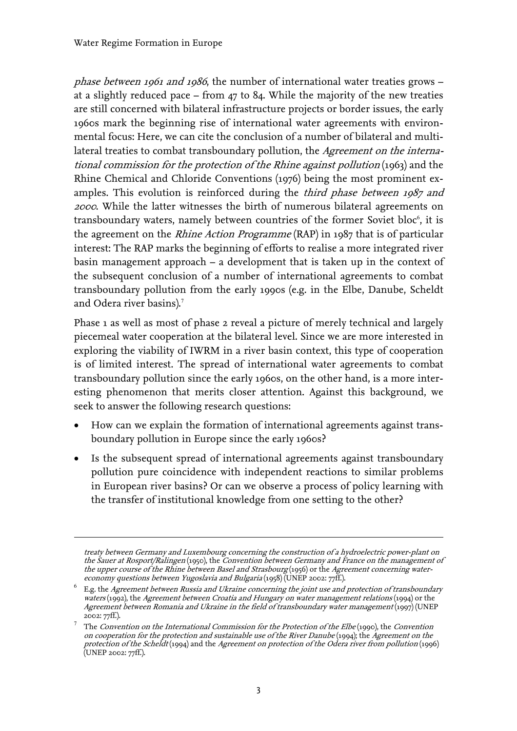*phase between 1961 and 1986*, the number of international water treaties grows – at a slightly reduced pace – from 47 to 84. While the majority of the new treaties are still concerned with bilateral infrastructure projects or border issues, the early 1960s mark the beginning rise of international water agreements with environmental focus: Here, we can cite the conclusion of a number of bilateral and multilateral treaties to combat transboundary pollution, the *Agreement on the international commission for the protection of the Rhine against pollution* (1963) and the Rhine Chemical and Chloride Conventions (1976) being the most prominent examples. This evolution is reinforced during the *third phase between 1987 and 2000*. While the latter witnesses the birth of numerous bilateral agreements on transboundary waters, namely between countries of the former Soviet bloc[6], it is the agreement on the *Rhine Action Programme* (RAP) in 1987 that is of particular interest: The RAP marks the beginning of efforts to realise a more integrated river basin management approach – a development that is taken up in the context of the subsequent conclusion of a number of international agreements to combat transboundary pollution from the early 1990s (e.g. in the Elbe, Danube, Scheldt and Odera river basins).[7]

Phase 1 as well as most of phase 2 reveal a picture of merely technical and largely piecemeal water cooperation at the bilateral level. Since we are more interested in exploring the viability of IWRM in a river basin context, this type of cooperation is of limited interest. The spread of international water agreements to combat transboundary pollution since the early 1960s, on the other hand, is a more interesting phenomenon that merits closer attention. Against this background, we seek to answer the following research questions:

- How can we explain the formation of international agreements against transboundary pollution in Europe since the early 1960s?
- Is the subsequent spread of international agreements against transboundary pollution pure coincidence with independent reactions to similar problems in European river basins? Or can we observe a process of policy learning with the transfer of institutional knowledge from one setting to the other?

---

*treaty between Germany and Luxembourg concerning the construction of a hydroelectric power-plant on the Sauer at Rosport/Ralingen* (1950), the *Convention between Germany and France on the management of the upper course of the Rhine between Basel and Strasbourg* (1956) or the *Agreement concerning water-economy questions between Yugoslavia and Bulgaria* (1958) (UNEP 2002: 77ff.).

[6] E.g. the *Agreement between Russia and Ukraine concerning the joint use and protection of transboundary waters* (1992), the *Agreement between Croatia and Hungary on water management relations* (1994) or the *Agreement between Romania and Ukraine in the field of transboundary water management* (1997) (UNEP 2002: 77ff.).

[7] The *Convention on the International Commission for the Protection of the Elbe* (1990), the *Convention on cooperation for the protection and sustainable use of the River Danube* (1994); the *Agreement on the protection of the Scheldt* (1994) and the *Agreement on protection of the Odera river from pollution* (1996) (UNEP 2002: 77ff.).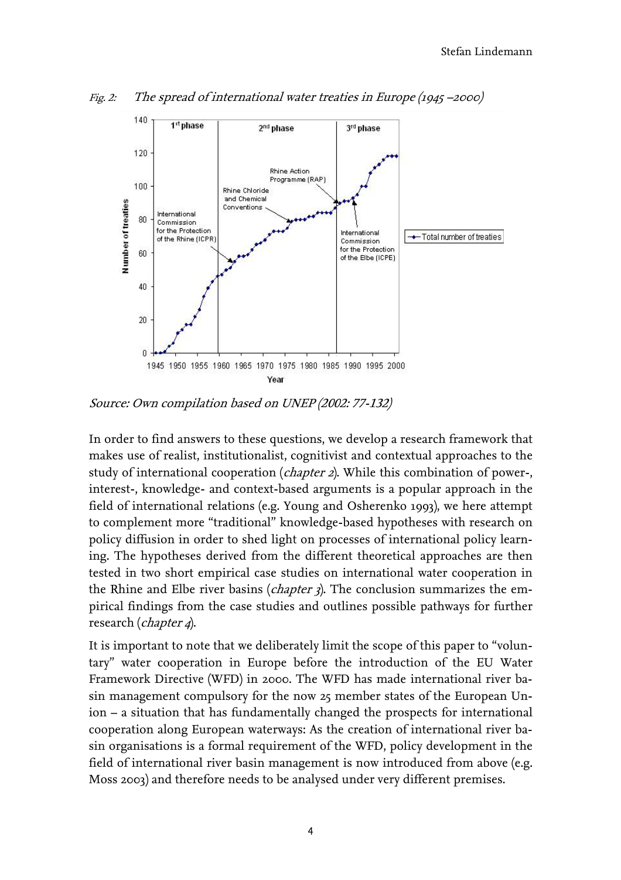*Fig. 2: The spread of international water treaties in Europe (1945 –2000)*

*Source: Own compilation based on UNEP (2002: 77-132)*

In order to find answers to these questions, we develop a research framework that makes use of realist, institutionalist, cognitivist and contextual approaches to the study of international cooperation (*chapter 2*). While this combination of power-, interest-, knowledge- and context-based arguments is a popular approach in the field of international relations (e.g. Young and Osherenko 1993), we here attempt to complement more "traditional" knowledge-based hypotheses with research on policy diffusion in order to shed light on processes of international policy learning. The hypotheses derived from the different theoretical approaches are then tested in two short empirical case studies on international water cooperation in the Rhine and Elbe river basins (*chapter 3*). The conclusion summarizes the empirical findings from the case studies and outlines possible pathways for further research (*chapter 4*).

It is important to note that we deliberately limit the scope of this paper to "voluntary" water cooperation in Europe before the introduction of the EU Water Framework Directive (WFD) in 2000. The WFD has made international river basin management compulsory for the now 25 member states of the European Union – a situation that has fundamentally changed the prospects for international cooperation along European waterways: As the creation of international river basin organisations is a formal requirement of the WFD, policy development in the field of international river basin management is now introduced from above (e.g. Moss 2003) and therefore needs to be analysed under very different premises.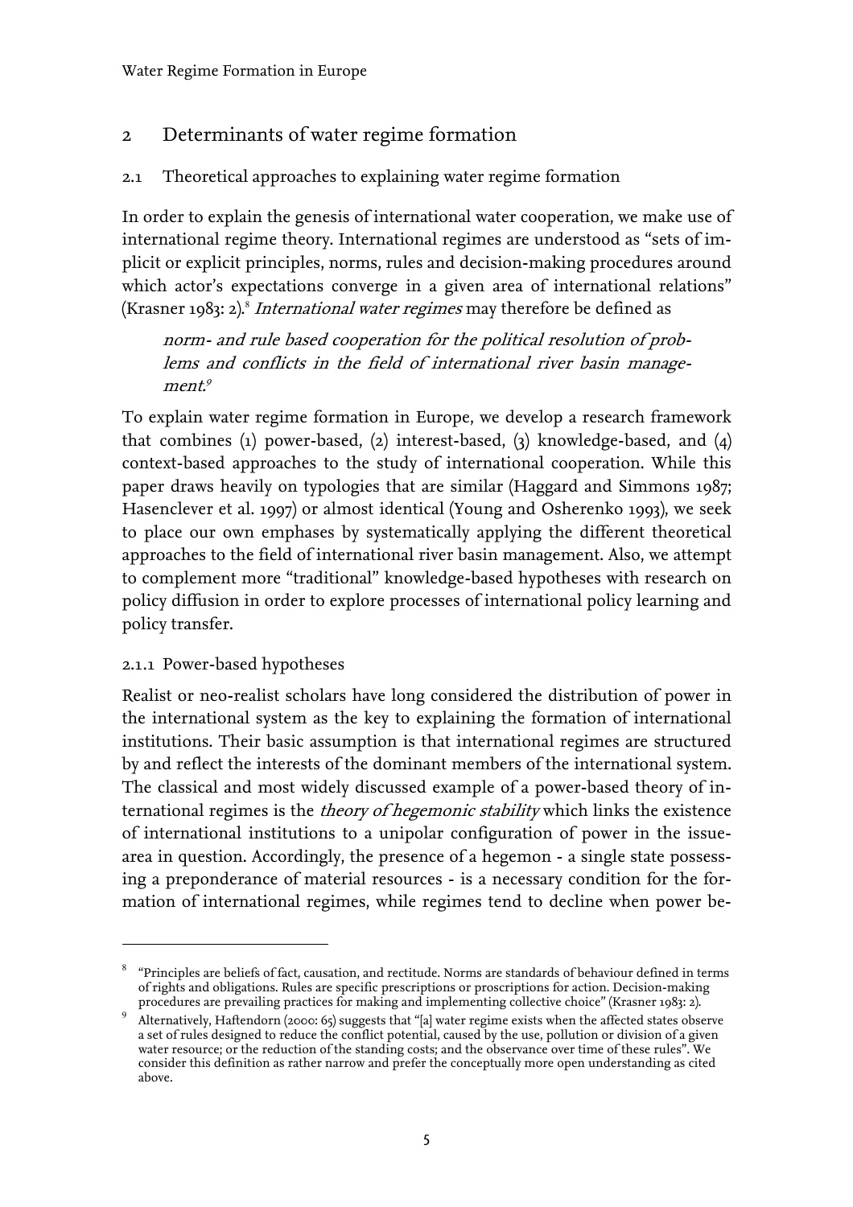## 2 Determinants of water regime formation

### 2.1 Theoretical approaches to explaining water regime formation

In order to explain the genesis of international water cooperation, we make use of international regime theory. International regimes are understood as "sets of implicit or explicit principles, norms, rules and decision-making procedures around which actor's expectations converge in a given area of international relations" (Krasner 1983: 2).[8] *International water regimes* may therefore be defined as

> *norm- and rule based cooperation for the political resolution of problems and conflicts in the field of international river basin management.*[9]

To explain water regime formation in Europe, we develop a research framework that combines (1) power-based, (2) interest-based, (3) knowledge-based, and (4) context-based approaches to the study of international cooperation. While this paper draws heavily on typologies that are similar (Haggard and Simmons 1987; Hasenclever et al. 1997) or almost identical (Young and Osherenko 1993), we seek to place our own emphases by systematically applying the different theoretical approaches to the field of international river basin management. Also, we attempt to complement more "traditional" knowledge-based hypotheses with research on policy diffusion in order to explore processes of international policy learning and policy transfer.

#### 2.1.1 Power-based hypotheses

Realist or neo-realist scholars have long considered the distribution of power in the international system as the key to explaining the formation of international institutions. Their basic assumption is that international regimes are structured by and reflect the interests of the dominant members of the international system. The classical and most widely discussed example of a power-based theory of international regimes is the *theory of hegemonic stability* which links the existence of international institutions to a unipolar configuration of power in the issue-area in question. Accordingly, the presence of a hegemon - a single state possessing a preponderance of material resources - is a necessary condition for the formation of international regimes, while regimes tend to decline when power be-

---

[8] "Principles are beliefs of fact, causation, and rectitude. Norms are standards of behaviour defined in terms of rights and obligations. Rules are specific prescriptions or proscriptions for action. Decision-making procedures are prevailing practices for making and implementing collective choice" (Krasner 1983: 2).

[9] Alternatively, Haftendorn (2000: 65) suggests that "[a] water regime exists when the affected states observe a set of rules designed to reduce the conflict potential, caused by the use, pollution or division of a given water resource; or the reduction of the standing costs; and the observance over time of these rules". We consider this definition as rather narrow and prefer the conceptually more open understanding as cited above.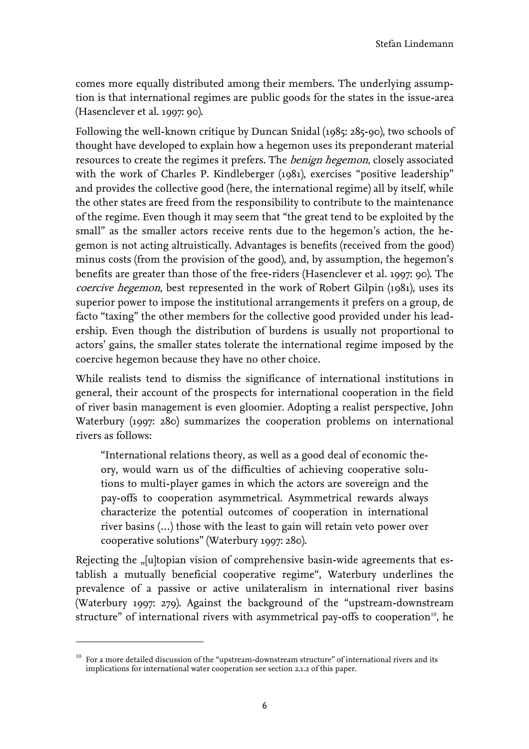comes more equally distributed among their members. The underlying assumption is that international regimes are public goods for the states in the issue-area (Hasenclever et al. 1997: 90).

Following the well-known critique by Duncan Snidal (1985: 285-90), two schools of thought have developed to explain how a hegemon uses its preponderant material resources to create the regimes it prefers. The *benign hegemon*, closely associated with the work of Charles P. Kindleberger (1981), exercises "positive leadership" and provides the collective good (here, the international regime) all by itself, while the other states are freed from the responsibility to contribute to the maintenance of the regime. Even though it may seem that "the great tend to be exploited by the small" as the smaller actors receive rents due to the hegemon's action, the hegemon is not acting altruistically. Advantages is benefits (received from the good) minus costs (from the provision of the good), and, by assumption, the hegemon's benefits are greater than those of the free-riders (Hasenclever et al. 1997: 90). The *coercive hegemon*, best represented in the work of Robert Gilpin (1981), uses its superior power to impose the institutional arrangements it prefers on a group, de facto "taxing" the other members for the collective good provided under his leadership. Even though the distribution of burdens is usually not proportional to actors' gains, the smaller states tolerate the international regime imposed by the coercive hegemon because they have no other choice.

While realists tend to dismiss the significance of international institutions in general, their account of the prospects for international cooperation in the field of river basin management is even gloomier. Adopting a realist perspective, John Waterbury (1997: 280) summarizes the cooperation problems on international rivers as follows:

> "International relations theory, as well as a good deal of economic theory, would warn us of the difficulties of achieving cooperative solutions to multi-player games in which the actors are sovereign and the pay-offs to cooperation asymmetrical. Asymmetrical rewards always characterize the potential outcomes of cooperation in international river basins (…) those with the least to gain will retain veto power over cooperative solutions" (Waterbury 1997: 280).

Rejecting the „[u]topian vision of comprehensive basin-wide agreements that establish a mutually beneficial cooperative regime", Waterbury underlines the prevalence of a passive or active unilateralism in international river basins (Waterbury 1997: 279). Against the background of the "upstream-downstream structure" of international rivers with asymmetrical pay-offs to cooperation[10], he

[10] For a more detailed discussion of the "upstream-downstream structure" of international rivers and its implications for international water cooperation see section 2.1.2 of this paper.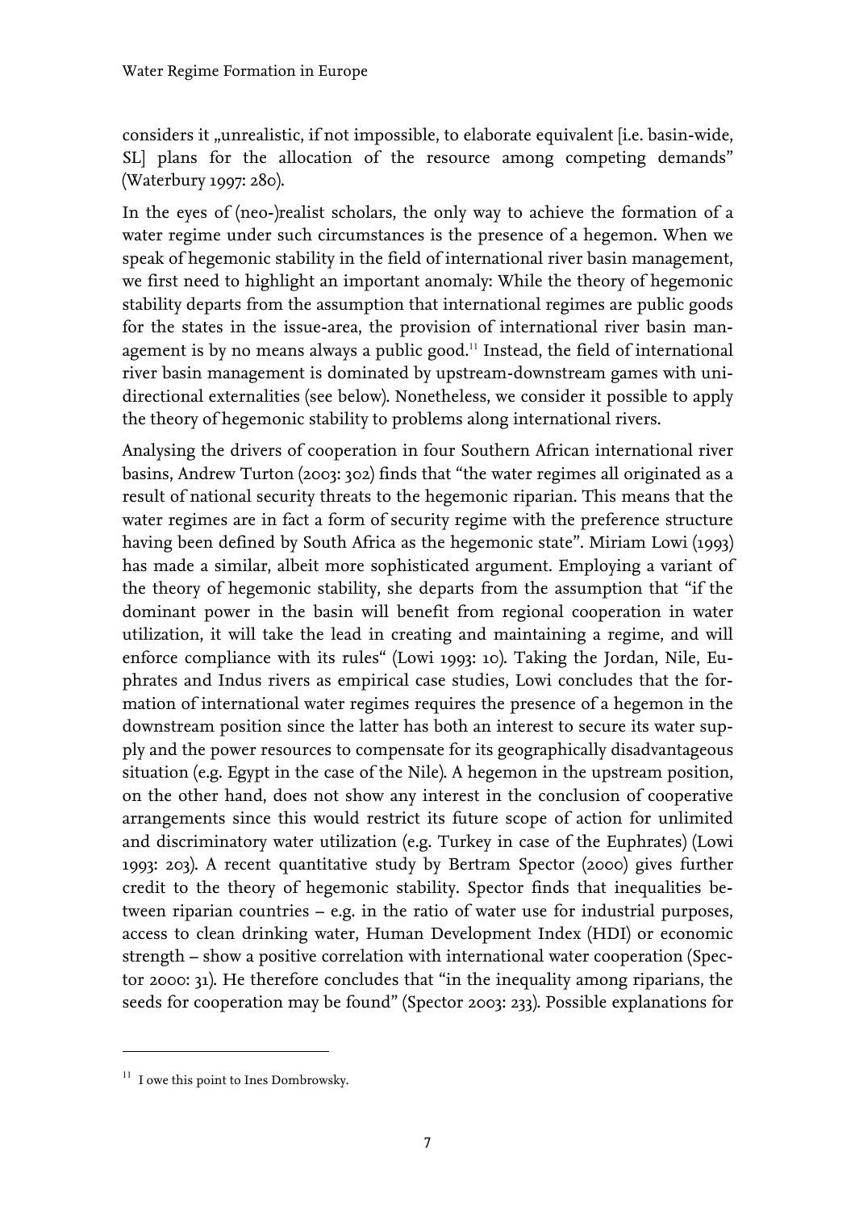considers it „unrealistic, if not impossible, to elaborate equivalent [i.e. basin-wide, SL] plans for the allocation of the resource among competing demands" (Waterbury 1997: 280).

In the eyes of (neo-)realist scholars, the only way to achieve the formation of a water regime under such circumstances is the presence of a hegemon. When we speak of hegemonic stability in the field of international river basin management, we first need to highlight an important anomaly: While the theory of hegemonic stability departs from the assumption that international regimes are public goods for the states in the issue-area, the provision of international river basin management is by no means always a public good.[11] Instead, the field of international river basin management is dominated by upstream-downstream games with unidirectional externalities (see below). Nonetheless, we consider it possible to apply the theory of hegemonic stability to problems along international rivers.

Analysing the drivers of cooperation in four Southern African international river basins, Andrew Turton (2003: 302) finds that "the water regimes all originated as a result of national security threats to the hegemonic riparian. This means that the water regimes are in fact a form of security regime with the preference structure having been defined by South Africa as the hegemonic state". Miriam Lowi (1993) has made a similar, albeit more sophisticated argument. Employing a variant of the theory of hegemonic stability, she departs from the assumption that "if the dominant power in the basin will benefit from regional cooperation in water utilization, it will take the lead in creating and maintaining a regime, and will enforce compliance with its rules" (Lowi 1993: 10). Taking the Jordan, Nile, Euphrates and Indus rivers as empirical case studies, Lowi concludes that the formation of international water regimes requires the presence of a hegemon in the downstream position since the latter has both an interest to secure its water supply and the power resources to compensate for its geographically disadvantageous situation (e.g. Egypt in the case of the Nile). A hegemon in the upstream position, on the other hand, does not show any interest in the conclusion of cooperative arrangements since this would restrict its future scope of action for unlimited and discriminatory water utilization (e.g. Turkey in case of the Euphrates) (Lowi 1993: 203). A recent quantitative study by Bertram Spector (2000) gives further credit to the theory of hegemonic stability. Spector finds that inequalities between riparian countries – e.g. in the ratio of water use for industrial purposes, access to clean drinking water, Human Development Index (HDI) or economic strength – show a positive correlation with international water cooperation (Spector 2000: 31). He therefore concludes that "in the inequality among riparians, the seeds for cooperation may be found" (Spector 2003: 233). Possible explanations for

[11] I owe this point to Ines Dombrowsky.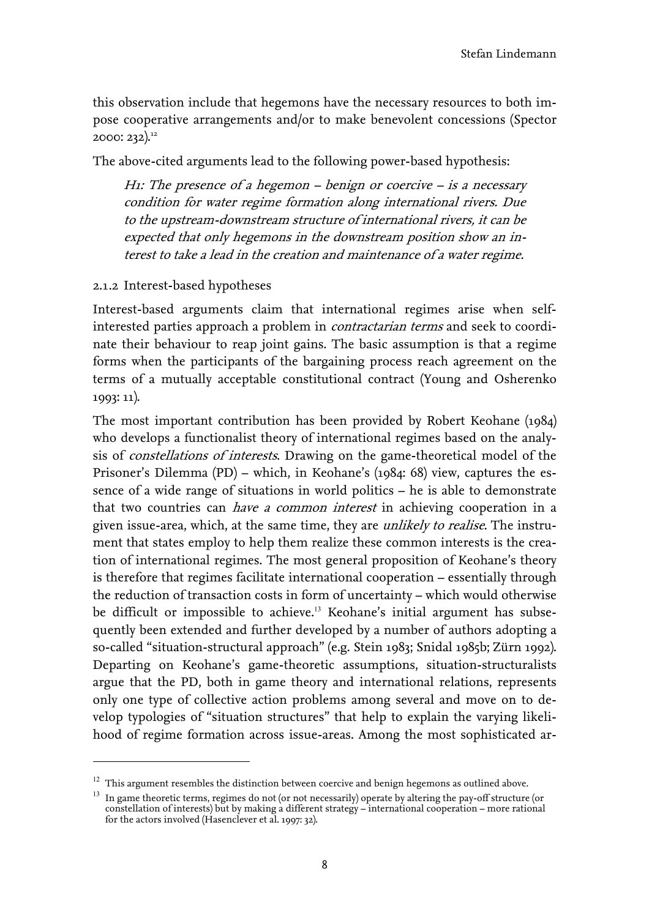this observation include that hegemons have the necessary resources to both impose cooperative arrangements and/or to make benevolent concessions (Spector 2000: 232).[12]

The above-cited arguments lead to the following power-based hypothesis:

> *H1: The presence of a hegemon – benign or coercive – is a necessary condition for water regime formation along international rivers. Due to the upstream-downstream structure of international rivers, it can be expected that only hegemons in the downstream position show an interest to take a lead in the creation and maintenance of a water regime.*

### 2.1.2 Interest-based hypotheses

Interest-based arguments claim that international regimes arise when self-interested parties approach a problem in *contractarian terms* and seek to coordinate their behaviour to reap joint gains. The basic assumption is that a regime forms when the participants of the bargaining process reach agreement on the terms of a mutually acceptable constitutional contract (Young and Osherenko 1993: 11).

The most important contribution has been provided by Robert Keohane (1984) who develops a functionalist theory of international regimes based on the analysis of *constellations of interests*. Drawing on the game-theoretical model of the Prisoner's Dilemma (PD) – which, in Keohane's (1984: 68) view, captures the essence of a wide range of situations in world politics – he is able to demonstrate that two countries can *have a common interest* in achieving cooperation in a given issue-area, which, at the same time, they are *unlikely to realise*. The instrument that states employ to help them realize these common interests is the creation of international regimes. The most general proposition of Keohane's theory is therefore that regimes facilitate international cooperation – essentially through the reduction of transaction costs in form of uncertainty – which would otherwise be difficult or impossible to achieve.[13] Keohane's initial argument has subsequently been extended and further developed by a number of authors adopting a so-called "situation-structural approach" (e.g. Stein 1983; Snidal 1985b; Zürn 1992). Departing on Keohane's game-theoretic assumptions, situation-structuralists argue that the PD, both in game theory and international relations, represents only one type of collective action problems among several and move on to develop typologies of "situation structures" that help to explain the varying likelihood of regime formation across issue-areas. Among the most sophisticated ar-

---

[12] This argument resembles the distinction between coercive and benign hegemons as outlined above.

[13] In game theoretic terms, regimes do not (or not necessarily) operate by altering the pay-off structure (or constellation of interests) but by making a different strategy – international cooperation – more rational for the actors involved (Hasenclever et al. 1997: 32).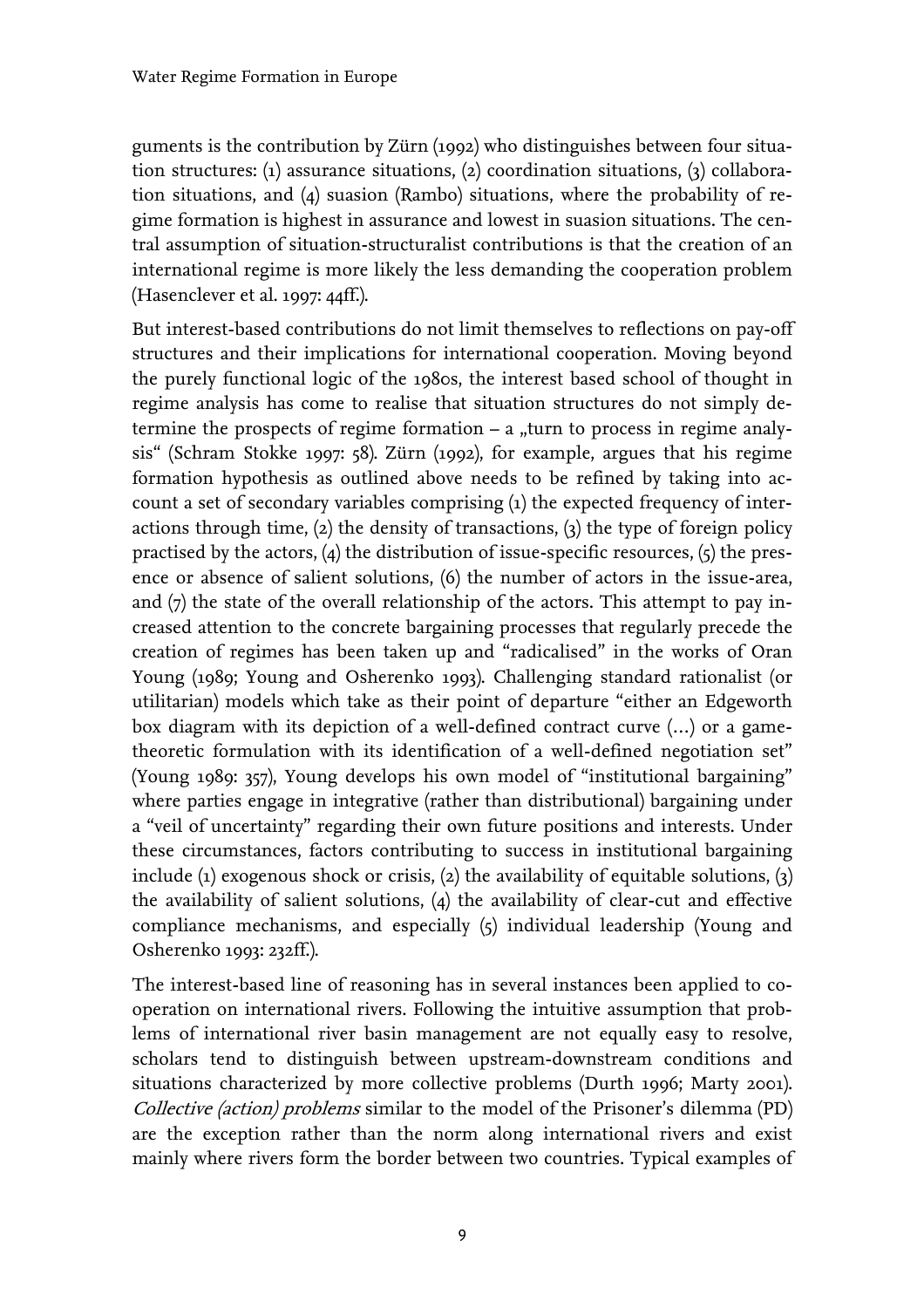guments is the contribution by Zürn (1992) who distinguishes between four situation structures: (1) assurance situations, (2) coordination situations, (3) collaboration situations, and (4) suasion (Rambo) situations, where the probability of regime formation is highest in assurance and lowest in suasion situations. The central assumption of situation-structuralist contributions is that the creation of an international regime is more likely the less demanding the cooperation problem (Hasenclever et al. 1997: 44ff.).

But interest-based contributions do not limit themselves to reflections on pay-off structures and their implications for international cooperation. Moving beyond the purely functional logic of the 1980s, the interest based school of thought in regime analysis has come to realise that situation structures do not simply determine the prospects of regime formation – a „turn to process in regime analysis" (Schram Stokke 1997: 58). Zürn (1992), for example, argues that his regime formation hypothesis as outlined above needs to be refined by taking into account a set of secondary variables comprising (1) the expected frequency of interactions through time, (2) the density of transactions, (3) the type of foreign policy practised by the actors, (4) the distribution of issue-specific resources, (5) the presence or absence of salient solutions, (6) the number of actors in the issue-area, and (7) the state of the overall relationship of the actors. This attempt to pay increased attention to the concrete bargaining processes that regularly precede the creation of regimes has been taken up and "radicalised" in the works of Oran Young (1989; Young and Osherenko 1993). Challenging standard rationalist (or utilitarian) models which take as their point of departure "either an Edgeworth box diagram with its depiction of a well-defined contract curve (…) or a game-theoretic formulation with its identification of a well-defined negotiation set" (Young 1989: 357), Young develops his own model of "institutional bargaining" where parties engage in integrative (rather than distributional) bargaining under a "veil of uncertainty" regarding their own future positions and interests. Under these circumstances, factors contributing to success in institutional bargaining include (1) exogenous shock or crisis, (2) the availability of equitable solutions, (3) the availability of salient solutions, (4) the availability of clear-cut and effective compliance mechanisms, and especially (5) individual leadership (Young and Osherenko 1993: 232ff.).

The interest-based line of reasoning has in several instances been applied to cooperation on international rivers. Following the intuitive assumption that problems of international river basin management are not equally easy to resolve, scholars tend to distinguish between upstream-downstream conditions and situations characterized by more collective problems (Durth 1996; Marty 2001). *Collective (action) problems* similar to the model of the Prisoner's dilemma (PD) are the exception rather than the norm along international rivers and exist mainly where rivers form the border between two countries. Typical examples of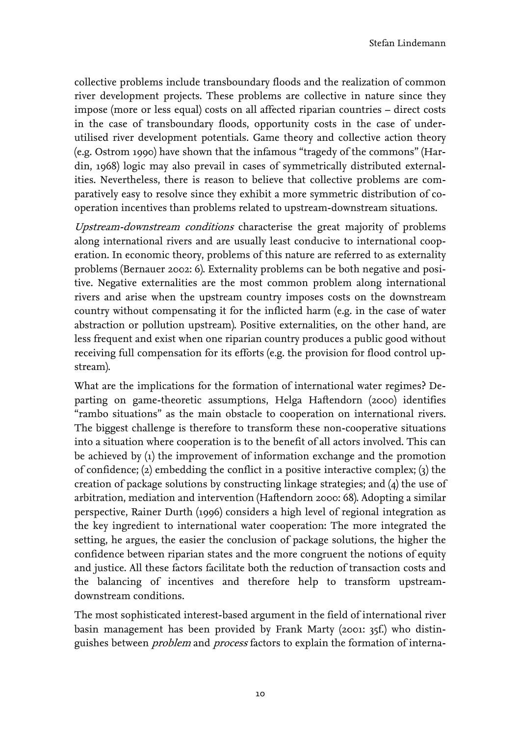collective problems include transboundary floods and the realization of common river development projects. These problems are collective in nature since they impose (more or less equal) costs on all affected riparian countries – direct costs in the case of transboundary floods, opportunity costs in the case of under-utilised river development potentials. Game theory and collective action theory (e.g. Ostrom 1990) have shown that the infamous "tragedy of the commons" (Hardin, 1968) logic may also prevail in cases of symmetrically distributed externalities. Nevertheless, there is reason to believe that collective problems are comparatively easy to resolve since they exhibit a more symmetric distribution of cooperation incentives than problems related to upstream-downstream situations.

*Upstream-downstream conditions* characterise the great majority of problems along international rivers and are usually least conducive to international cooperation. In economic theory, problems of this nature are referred to as externality problems (Bernauer 2002: 6). Externality problems can be both negative and positive. Negative externalities are the most common problem along international rivers and arise when the upstream country imposes costs on the downstream country without compensating it for the inflicted harm (e.g. in the case of water abstraction or pollution upstream). Positive externalities, on the other hand, are less frequent and exist when one riparian country produces a public good without receiving full compensation for its efforts (e.g. the provision for flood control upstream).

What are the implications for the formation of international water regimes? Departing on game-theoretic assumptions, Helga Haftendorn (2000) identifies "rambo situations" as the main obstacle to cooperation on international rivers. The biggest challenge is therefore to transform these non-cooperative situations into a situation where cooperation is to the benefit of all actors involved. This can be achieved by (1) the improvement of information exchange and the promotion of confidence; (2) embedding the conflict in a positive interactive complex; (3) the creation of package solutions by constructing linkage strategies; and (4) the use of arbitration, mediation and intervention (Haftendorn 2000: 68). Adopting a similar perspective, Rainer Durth (1996) considers a high level of regional integration as the key ingredient to international water cooperation: The more integrated the setting, he argues, the easier the conclusion of package solutions, the higher the confidence between riparian states and the more congruent the notions of equity and justice. All these factors facilitate both the reduction of transaction costs and the balancing of incentives and therefore help to transform upstream-downstream conditions.

The most sophisticated interest-based argument in the field of international river basin management has been provided by Frank Marty (2001: 35f.) who distinguishes between *problem* and *process* factors to explain the formation of interna-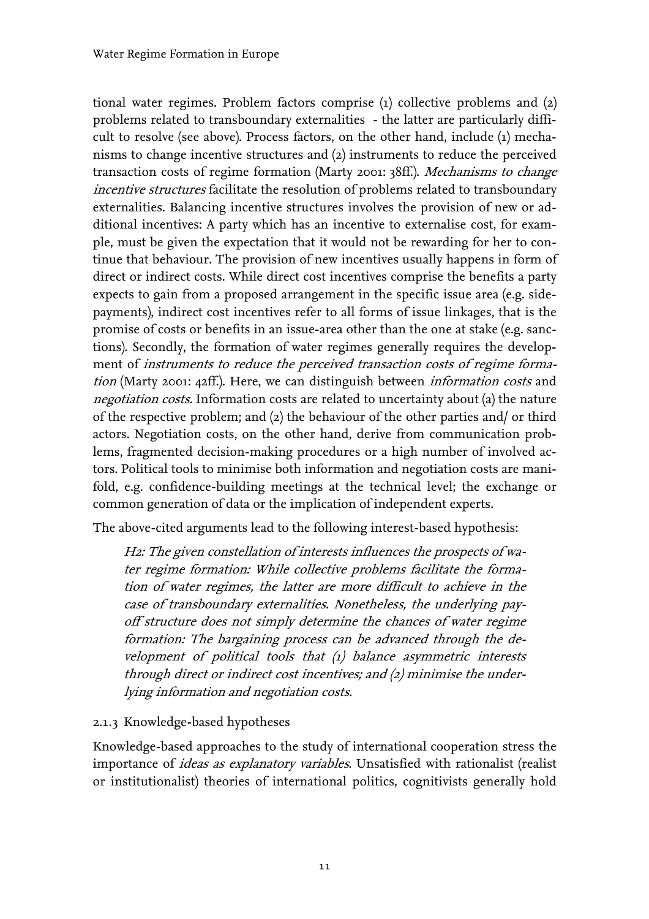tional water regimes. Problem factors comprise (1) collective problems and (2) problems related to transboundary externalities - the latter are particularly difficult to resolve (see above). Process factors, on the other hand, include (1) mechanisms to change incentive structures and (2) instruments to reduce the perceived transaction costs of regime formation (Marty 2001: 38ff.). *Mechanisms to change incentive structures* facilitate the resolution of problems related to transboundary externalities. Balancing incentive structures involves the provision of new or additional incentives: A party which has an incentive to externalise cost, for example, must be given the expectation that it would not be rewarding for her to continue that behaviour. The provision of new incentives usually happens in form of direct or indirect costs. While direct cost incentives comprise the benefits a party expects to gain from a proposed arrangement in the specific issue area (e.g. side-payments), indirect cost incentives refer to all forms of issue linkages, that is the promise of costs or benefits in an issue-area other than the one at stake (e.g. sanctions). Secondly, the formation of water regimes generally requires the development of *instruments to reduce the perceived transaction costs of regime formation* (Marty 2001: 42ff.). Here, we can distinguish between *information costs* and *negotiation costs*. Information costs are related to uncertainty about (a) the nature of the respective problem; and (2) the behaviour of the other parties and/ or third actors. Negotiation costs, on the other hand, derive from communication problems, fragmented decision-making procedures or a high number of involved actors. Political tools to minimise both information and negotiation costs are manifold, e.g. confidence-building meetings at the technical level; the exchange or common generation of data or the implication of independent experts.

The above-cited arguments lead to the following interest-based hypothesis:

> *H2: The given constellation of interests influences the prospects of water regime formation: While collective problems facilitate the formation of water regimes, the latter are more difficult to achieve in the case of transboundary externalities. Nonetheless, the underlying pay-off structure does not simply determine the chances of water regime formation: The bargaining process can be advanced through the development of political tools that (1) balance asymmetric interests through direct or indirect cost incentives; and (2) minimise the underlying information and negotiation costs.*

### 2.1.3 Knowledge-based hypotheses

Knowledge-based approaches to the study of international cooperation stress the importance of *ideas as explanatory variables*. Unsatisfied with rationalist (realist or institutionalist) theories of international politics, cognitivists generally hold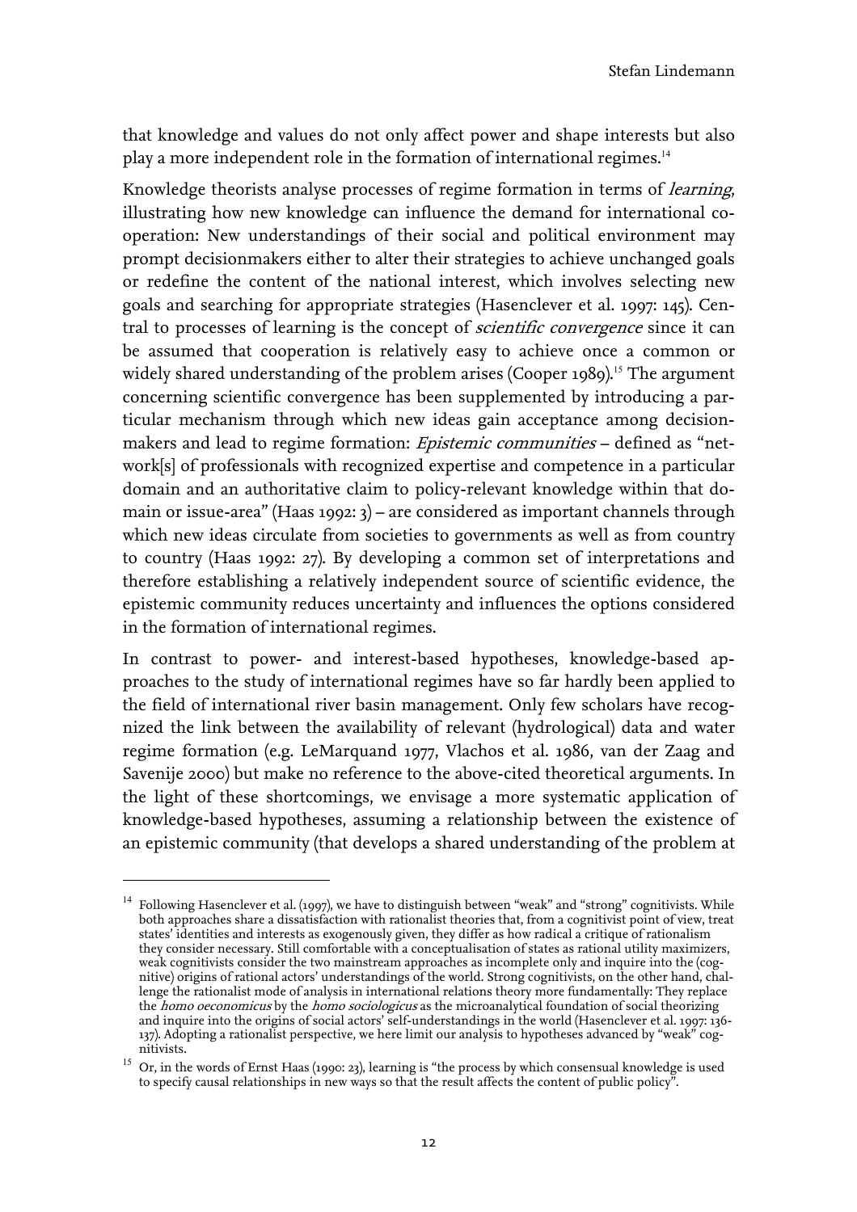that knowledge and values do not only affect power and shape interests but also play a more independent role in the formation of international regimes.[14]

Knowledge theorists analyse processes of regime formation in terms of *learning*, illustrating how new knowledge can influence the demand for international cooperation: New understandings of their social and political environment may prompt decisionmakers either to alter their strategies to achieve unchanged goals or redefine the content of the national interest, which involves selecting new goals and searching for appropriate strategies (Hasenclever et al. 1997: 145). Central to processes of learning is the concept of *scientific convergence* since it can be assumed that cooperation is relatively easy to achieve once a common or widely shared understanding of the problem arises (Cooper 1989).[15] The argument concerning scientific convergence has been supplemented by introducing a particular mechanism through which new ideas gain acceptance among decisionmakers and lead to regime formation: *Epistemic communities* – defined as "network[s] of professionals with recognized expertise and competence in a particular domain and an authoritative claim to policy-relevant knowledge within that domain or issue-area" (Haas 1992: 3) – are considered as important channels through which new ideas circulate from societies to governments as well as from country to country (Haas 1992: 27). By developing a common set of interpretations and therefore establishing a relatively independent source of scientific evidence, the epistemic community reduces uncertainty and influences the options considered in the formation of international regimes.

In contrast to power- and interest-based hypotheses, knowledge-based approaches to the study of international regimes have so far hardly been applied to the field of international river basin management. Only few scholars have recognized the link between the availability of relevant (hydrological) data and water regime formation (e.g. LeMarquand 1977, Vlachos et al. 1986, van der Zaag and Savenije 2000) but make no reference to the above-cited theoretical arguments. In the light of these shortcomings, we envisage a more systematic application of knowledge-based hypotheses, assuming a relationship between the existence of an epistemic community (that develops a shared understanding of the problem at

---

[14] Following Hasenclever et al. (1997), we have to distinguish between "weak" and "strong" cognitivists. While both approaches share a dissatisfaction with rationalist theories that, from a cognitivist point of view, treat states' identities and interests as exogenously given, they differ as how radical a critique of rationalism they consider necessary. Still comfortable with a conceptualisation of states as rational utility maximizers, weak cognitivists consider the two mainstream approaches as incomplete only and inquire into the (cognitive) origins of rational actors' understandings of the world. Strong cognitivists, on the other hand, challenge the rationalist mode of analysis in international relations theory more fundamentally: They replace the *homo oeconomicus* by the *homo sociologicus* as the microanalytical foundation of social theorizing and inquire into the origins of social actors' self-understandings in the world (Hasenclever et al. 1997: 136-137). Adopting a rationalist perspective, we here limit our analysis to hypotheses advanced by "weak" cognitivists.

[15] Or, in the words of Ernst Haas (1990: 23), learning is "the process by which consensual knowledge is used to specify causal relationships in new ways so that the result affects the content of public policy".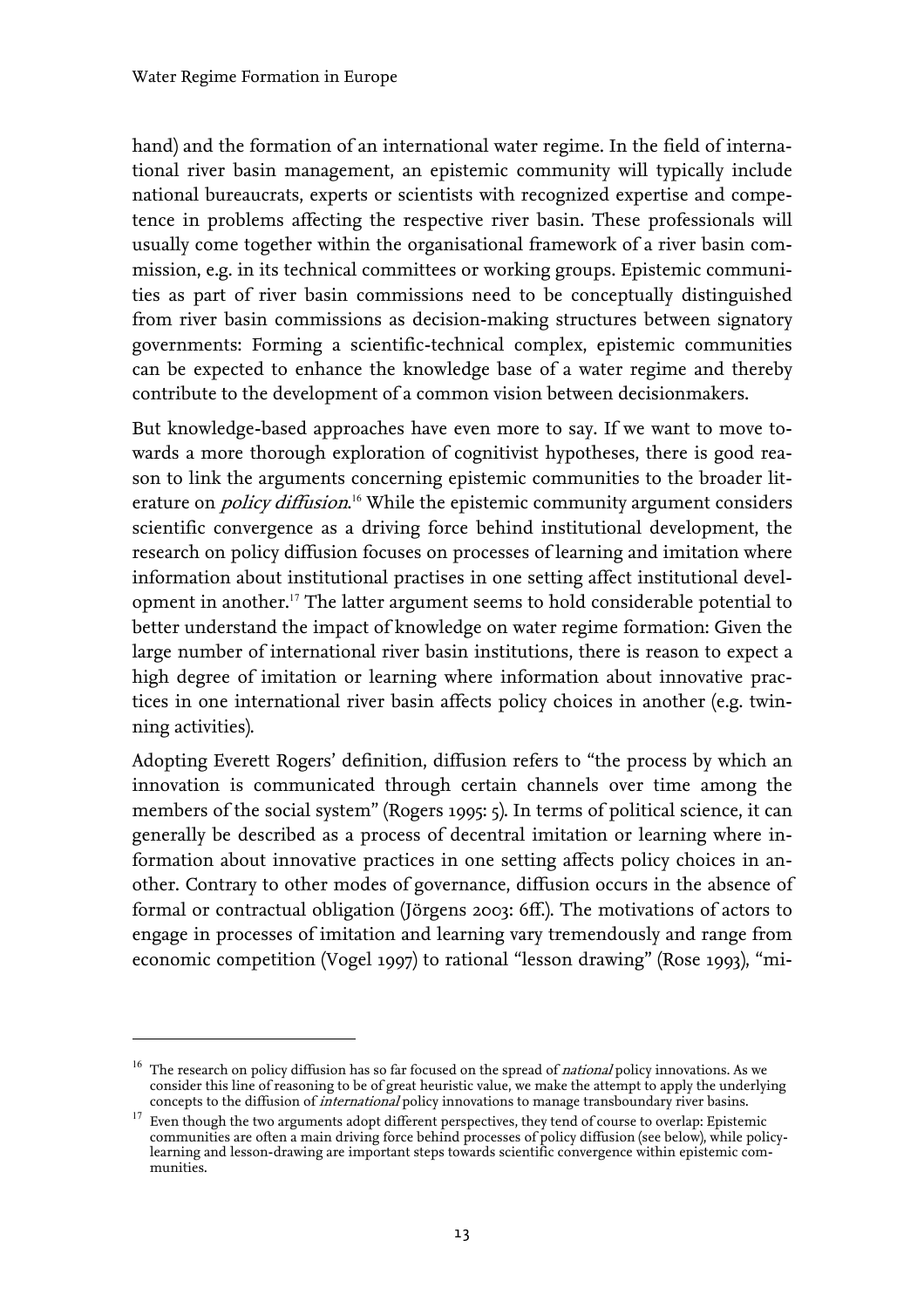hand) and the formation of an international water regime. In the field of international river basin management, an epistemic community will typically include national bureaucrats, experts or scientists with recognized expertise and competence in problems affecting the respective river basin. These professionals will usually come together within the organisational framework of a river basin commission, e.g. in its technical committees or working groups. Epistemic communities as part of river basin commissions need to be conceptually distinguished from river basin commissions as decision-making structures between signatory governments: Forming a scientific-technical complex, epistemic communities can be expected to enhance the knowledge base of a water regime and thereby contribute to the development of a common vision between decisionmakers.

But knowledge-based approaches have even more to say. If we want to move towards a more thorough exploration of cognitivist hypotheses, there is good reason to link the arguments concerning epistemic communities to the broader literature on *policy diffusion*.[16] While the epistemic community argument considers scientific convergence as a driving force behind institutional development, the research on policy diffusion focuses on processes of learning and imitation where information about institutional practises in one setting affect institutional development in another.[17] The latter argument seems to hold considerable potential to better understand the impact of knowledge on water regime formation: Given the large number of international river basin institutions, there is reason to expect a high degree of imitation or learning where information about innovative practices in one international river basin affects policy choices in another (e.g. twinning activities).

Adopting Everett Rogers' definition, diffusion refers to "the process by which an innovation is communicated through certain channels over time among the members of the social system" (Rogers 1995: 5). In terms of political science, it can generally be described as a process of decentral imitation or learning where information about innovative practices in one setting affects policy choices in another. Contrary to other modes of governance, diffusion occurs in the absence of formal or contractual obligation (Jörgens 2003: 6ff.). The motivations of actors to engage in processes of imitation and learning vary tremendously and range from economic competition (Vogel 1997) to rational "lesson drawing" (Rose 1993), "mi-

---

[16] The research on policy diffusion has so far focused on the spread of *national* policy innovations. As we consider this line of reasoning to be of great heuristic value, we make the attempt to apply the underlying concepts to the diffusion of *international* policy innovations to manage transboundary river basins.

[17] Even though the two arguments adopt different perspectives, they tend of course to overlap: Epistemic communities are often a main driving force behind processes of policy diffusion (see below), while policy-learning and lesson-drawing are important steps towards scientific convergence within epistemic communities.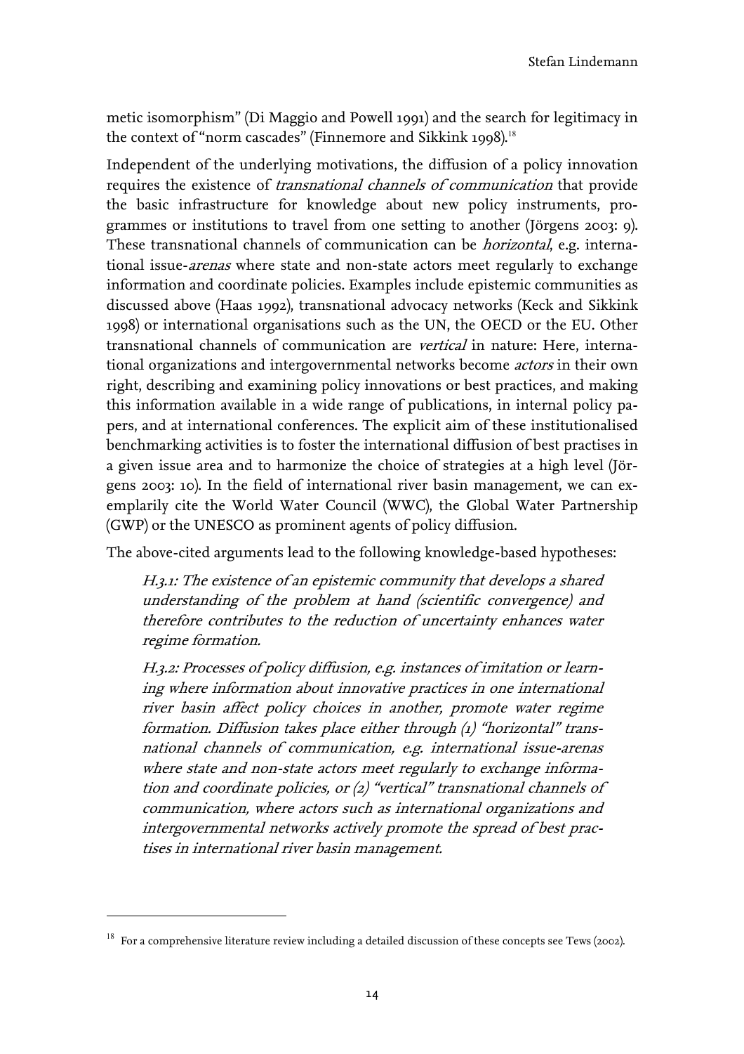metic isomorphism" (Di Maggio and Powell 1991) and the search for legitimacy in the context of "norm cascades" (Finnemore and Sikkink 1998).[18]

Independent of the underlying motivations, the diffusion of a policy innovation requires the existence of *transnational channels of communication* that provide the basic infrastructure for knowledge about new policy instruments, programmes or institutions to travel from one setting to another (Jörgens 2003: 9). These transnational channels of communication can be *horizontal*, e.g. international issue-*arenas* where state and non-state actors meet regularly to exchange information and coordinate policies. Examples include epistemic communities as discussed above (Haas 1992), transnational advocacy networks (Keck and Sikkink 1998) or international organisations such as the UN, the OECD or the EU. Other transnational channels of communication are *vertical* in nature: Here, international organizations and intergovernmental networks become *actors* in their own right, describing and examining policy innovations or best practices, and making this information available in a wide range of publications, in internal policy papers, and at international conferences. The explicit aim of these institutionalised benchmarking activities is to foster the international diffusion of best practises in a given issue area and to harmonize the choice of strategies at a high level (Jörgens 2003: 10). In the field of international river basin management, we can exemplarily cite the World Water Council (WWC), the Global Water Partnership (GWP) or the UNESCO as prominent agents of policy diffusion.

The above-cited arguments lead to the following knowledge-based hypotheses:

> *H.3.1: The existence of an epistemic community that develops a shared understanding of the problem at hand (scientific convergence) and therefore contributes to the reduction of uncertainty enhances water regime formation.*
>
> *H.3.2: Processes of policy diffusion, e.g. instances of imitation or learning where information about innovative practices in one international river basin affect policy choices in another, promote water regime formation. Diffusion takes place either through (1) "horizontal" transnational channels of communication, e.g. international issue-arenas where state and non-state actors meet regularly to exchange information and coordinate policies, or (2) "vertical" transnational channels of communication, where actors such as international organizations and intergovernmental networks actively promote the spread of best practises in international river basin management.*

---

[18] For a comprehensive literature review including a detailed discussion of these concepts see Tews (2002).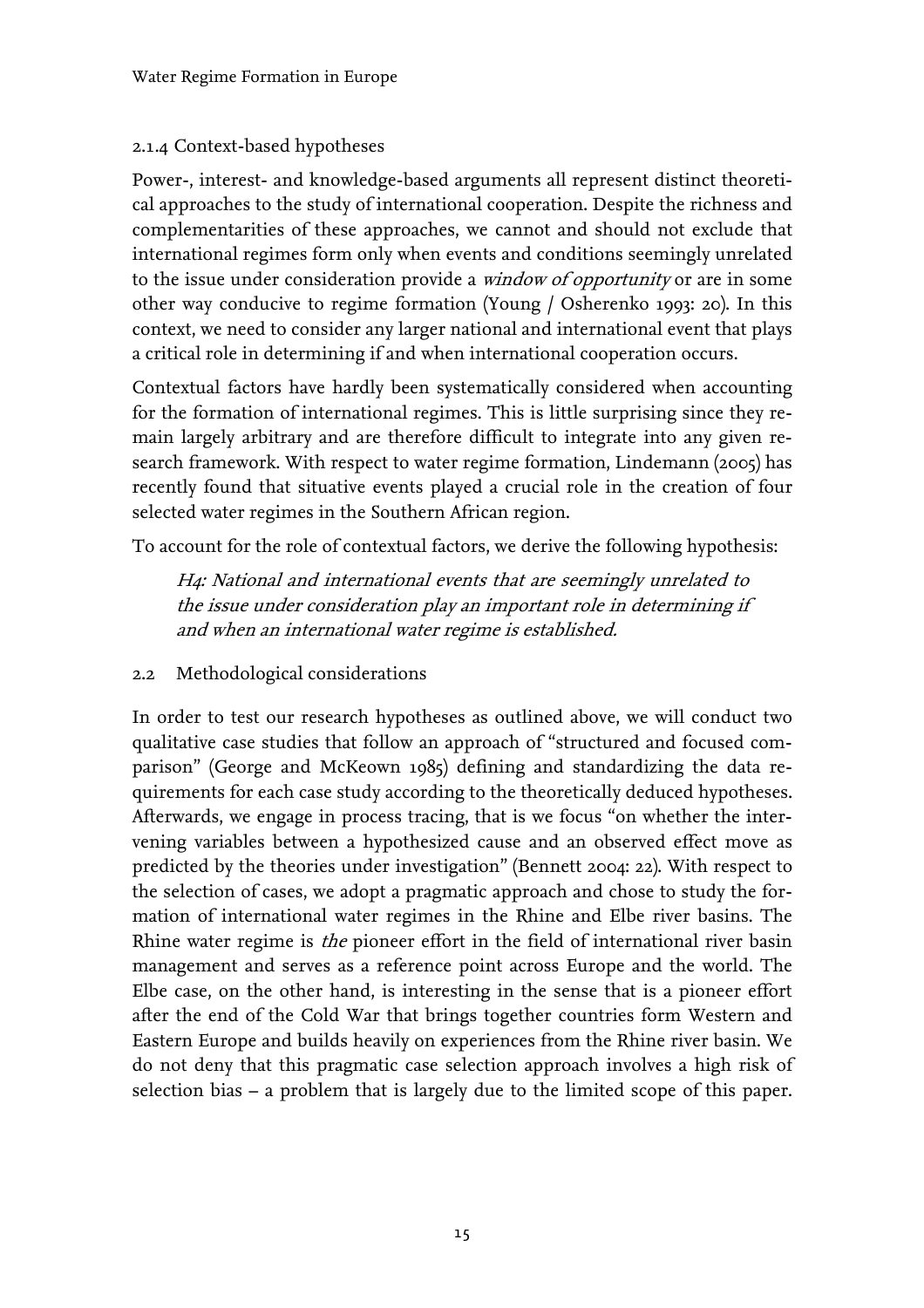### 2.1.4 Context-based hypotheses

Power-, interest- and knowledge-based arguments all represent distinct theoretical approaches to the study of international cooperation. Despite the richness and complementarities of these approaches, we cannot and should not exclude that international regimes form only when events and conditions seemingly unrelated to the issue under consideration provide a *window of opportunity* or are in some other way conducive to regime formation (Young / Osherenko 1993: 20). In this context, we need to consider any larger national and international event that plays a critical role in determining if and when international cooperation occurs.

Contextual factors have hardly been systematically considered when accounting for the formation of international regimes. This is little surprising since they remain largely arbitrary and are therefore difficult to integrate into any given research framework. With respect to water regime formation, Lindemann (2005) has recently found that situative events played a crucial role in the creation of four selected water regimes in the Southern African region.

To account for the role of contextual factors, we derive the following hypothesis:

> *H4: National and international events that are seemingly unrelated to the issue under consideration play an important role in determining if and when an international water regime is established.*

## 2.2 Methodological considerations

In order to test our research hypotheses as outlined above, we will conduct two qualitative case studies that follow an approach of "structured and focused comparison" (George and McKeown 1985) defining and standardizing the data requirements for each case study according to the theoretically deduced hypotheses. Afterwards, we engage in process tracing, that is we focus "on whether the intervening variables between a hypothesized cause and an observed effect move as predicted by the theories under investigation" (Bennett 2004: 22). With respect to the selection of cases, we adopt a pragmatic approach and chose to study the formation of international water regimes in the Rhine and Elbe river basins. The Rhine water regime is *the* pioneer effort in the field of international river basin management and serves as a reference point across Europe and the world. The Elbe case, on the other hand, is interesting in the sense that is a pioneer effort after the end of the Cold War that brings together countries form Western and Eastern Europe and builds heavily on experiences from the Rhine river basin. We do not deny that this pragmatic case selection approach involves a high risk of selection bias – a problem that is largely due to the limited scope of this paper.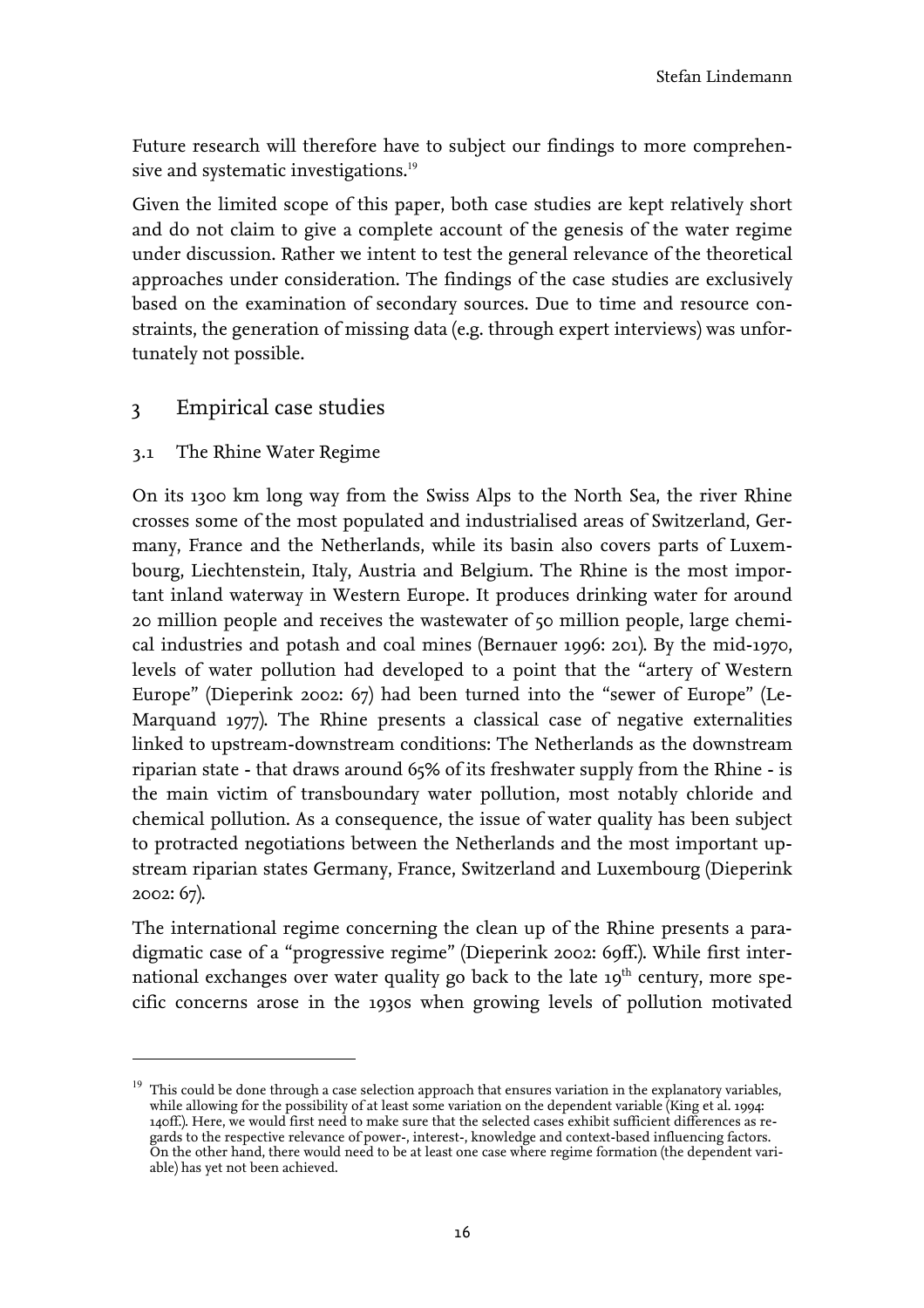Future research will therefore have to subject our findings to more comprehensive and systematic investigations.[19]

Given the limited scope of this paper, both case studies are kept relatively short and do not claim to give a complete account of the genesis of the water regime under discussion. Rather we intent to test the general relevance of the theoretical approaches under consideration. The findings of the case studies are exclusively based on the examination of secondary sources. Due to time and resource constraints, the generation of missing data (e.g. through expert interviews) was unfortunately not possible.

## 3 Empirical case studies

### 3.1 The Rhine Water Regime

On its 1300 km long way from the Swiss Alps to the North Sea, the river Rhine crosses some of the most populated and industrialised areas of Switzerland, Germany, France and the Netherlands, while its basin also covers parts of Luxembourg, Liechtenstein, Italy, Austria and Belgium. The Rhine is the most important inland waterway in Western Europe. It produces drinking water for around 20 million people and receives the wastewater of 50 million people, large chemical industries and potash and coal mines (Bernauer 1996: 201). By the mid-1970, levels of water pollution had developed to a point that the "artery of Western Europe" (Dieperink 2002: 67) had been turned into the "sewer of Europe" (LeMarquand 1977). The Rhine presents a classical case of negative externalities linked to upstream-downstream conditions: The Netherlands as the downstream riparian state - that draws around 65% of its freshwater supply from the Rhine - is the main victim of transboundary water pollution, most notably chloride and chemical pollution. As a consequence, the issue of water quality has been subject to protracted negotiations between the Netherlands and the most important upstream riparian states Germany, France, Switzerland and Luxembourg (Dieperink 2002: 67).

The international regime concerning the clean up of the Rhine presents a paradigmatic case of a "progressive regime" (Dieperink 2002: 69ff.). While first international exchanges over water quality go back to the late 19th century, more specific concerns arose in the 1930s when growing levels of pollution motivated

---

[19] This could be done through a case selection approach that ensures variation in the explanatory variables, while allowing for the possibility of at least some variation on the dependent variable (King et al. 1994: 140ff.). Here, we would first need to make sure that the selected cases exhibit sufficient differences as regards to the respective relevance of power-, interest-, knowledge and context-based influencing factors. On the other hand, there would need to be at least one case where regime formation (the dependent variable) has yet not been achieved.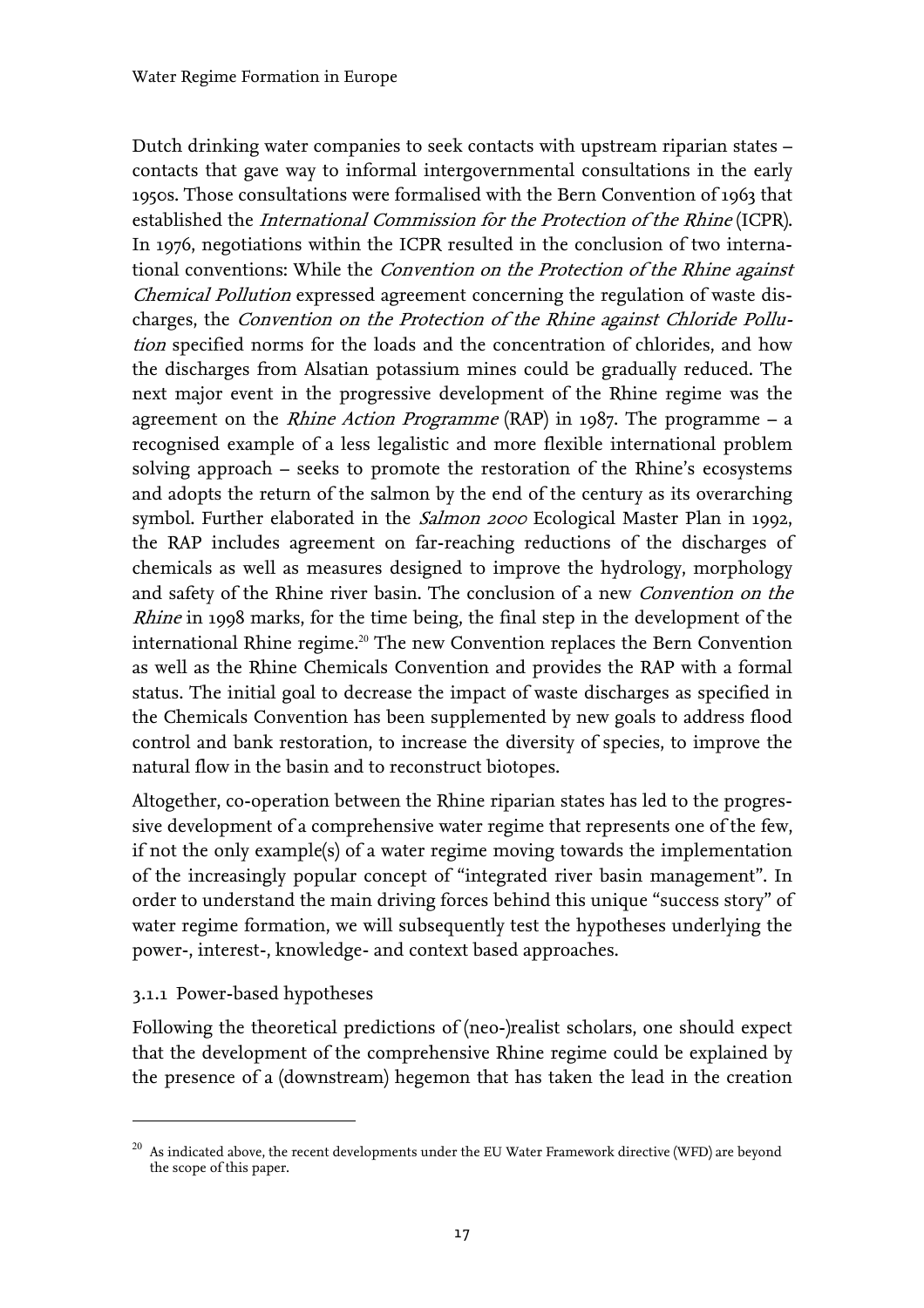Dutch drinking water companies to seek contacts with upstream riparian states – contacts that gave way to informal intergovernmental consultations in the early 1950s. Those consultations were formalised with the Bern Convention of 1963 that established the *International Commission for the Protection of the Rhine* (ICPR). In 1976, negotiations within the ICPR resulted in the conclusion of two international conventions: While the *Convention on the Protection of the Rhine against Chemical Pollution* expressed agreement concerning the regulation of waste discharges, the *Convention on the Protection of the Rhine against Chloride Pollution* specified norms for the loads and the concentration of chlorides, and how the discharges from Alsatian potassium mines could be gradually reduced. The next major event in the progressive development of the Rhine regime was the agreement on the *Rhine Action Programme* (RAP) in 1987. The programme – a recognised example of a less legalistic and more flexible international problem solving approach – seeks to promote the restoration of the Rhine's ecosystems and adopts the return of the salmon by the end of the century as its overarching symbol. Further elaborated in the *Salmon 2000* Ecological Master Plan in 1992, the RAP includes agreement on far-reaching reductions of the discharges of chemicals as well as measures designed to improve the hydrology, morphology and safety of the Rhine river basin. The conclusion of a new *Convention on the Rhine* in 1998 marks, for the time being, the final step in the development of the international Rhine regime.[20] The new Convention replaces the Bern Convention as well as the Rhine Chemicals Convention and provides the RAP with a formal status. The initial goal to decrease the impact of waste discharges as specified in the Chemicals Convention has been supplemented by new goals to address flood control and bank restoration, to increase the diversity of species, to improve the natural flow in the basin and to reconstruct biotopes.

Altogether, co-operation between the Rhine riparian states has led to the progressive development of a comprehensive water regime that represents one of the few, if not the only example(s) of a water regime moving towards the implementation of the increasingly popular concept of "integrated river basin management". In order to understand the main driving forces behind this unique "success story" of water regime formation, we will subsequently test the hypotheses underlying the power-, interest-, knowledge- and context based approaches.

### 3.1.1 Power-based hypotheses

Following the theoretical predictions of (neo-)realist scholars, one should expect that the development of the comprehensive Rhine regime could be explained by the presence of a (downstream) hegemon that has taken the lead in the creation

---

[20] As indicated above, the recent developments under the EU Water Framework directive (WFD) are beyond the scope of this paper.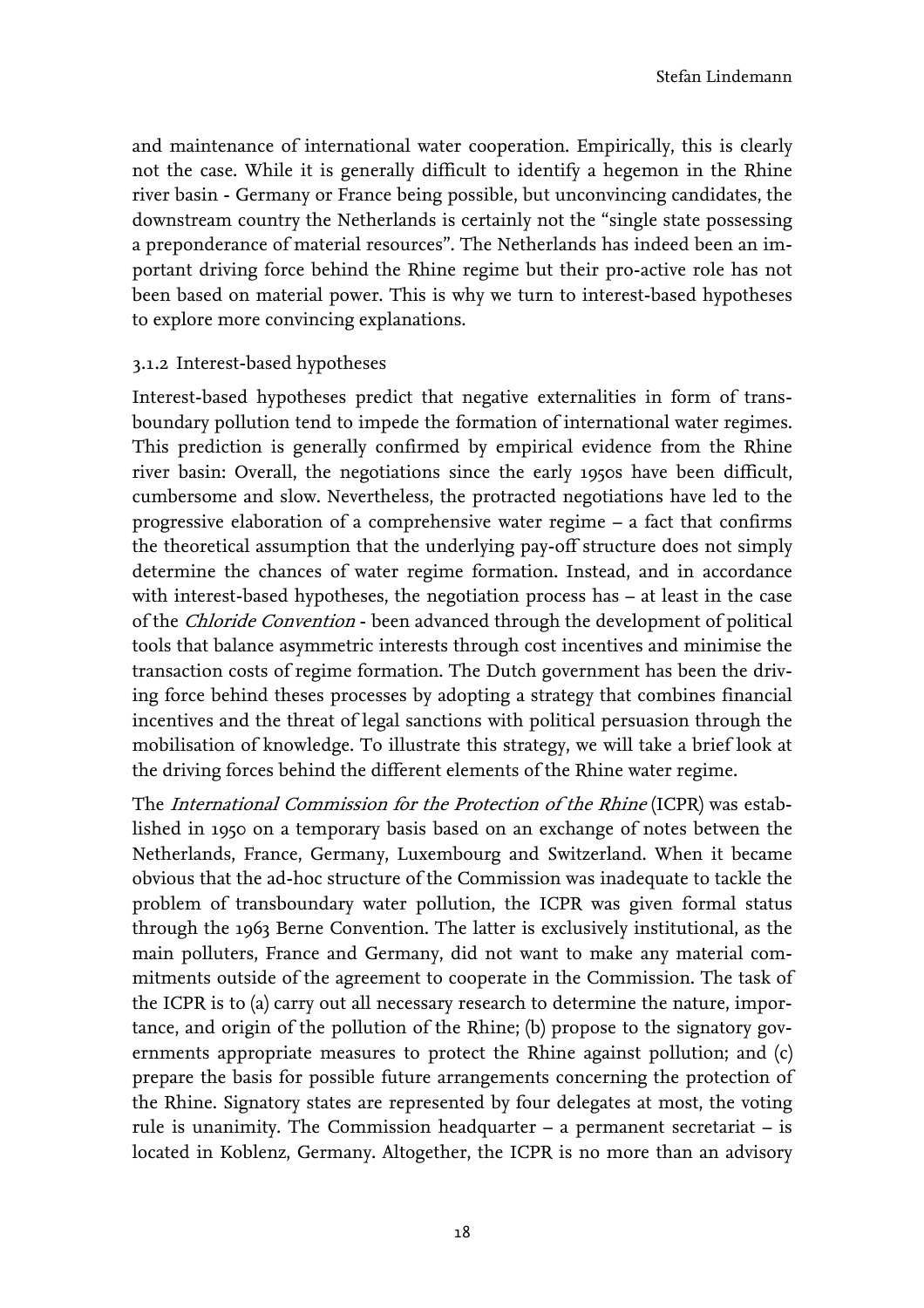and maintenance of international water cooperation. Empirically, this is clearly not the case. While it is generally difficult to identify a hegemon in the Rhine river basin - Germany or France being possible, but unconvincing candidates, the downstream country the Netherlands is certainly not the "single state possessing a preponderance of material resources". The Netherlands has indeed been an important driving force behind the Rhine regime but their pro-active role has not been based on material power. This is why we turn to interest-based hypotheses to explore more convincing explanations.

### 3.1.2 Interest-based hypotheses

Interest-based hypotheses predict that negative externalities in form of transboundary pollution tend to impede the formation of international water regimes. This prediction is generally confirmed by empirical evidence from the Rhine river basin: Overall, the negotiations since the early 1950s have been difficult, cumbersome and slow. Nevertheless, the protracted negotiations have led to the progressive elaboration of a comprehensive water regime – a fact that confirms the theoretical assumption that the underlying pay-off structure does not simply determine the chances of water regime formation. Instead, and in accordance with interest-based hypotheses, the negotiation process has – at least in the case of the *Chloride Convention* - been advanced through the development of political tools that balance asymmetric interests through cost incentives and minimise the transaction costs of regime formation. The Dutch government has been the driving force behind theses processes by adopting a strategy that combines financial incentives and the threat of legal sanctions with political persuasion through the mobilisation of knowledge. To illustrate this strategy, we will take a brief look at the driving forces behind the different elements of the Rhine water regime.

The *International Commission for the Protection of the Rhine* (ICPR) was established in 1950 on a temporary basis based on an exchange of notes between the Netherlands, France, Germany, Luxembourg and Switzerland. When it became obvious that the ad-hoc structure of the Commission was inadequate to tackle the problem of transboundary water pollution, the ICPR was given formal status through the 1963 Berne Convention. The latter is exclusively institutional, as the main polluters, France and Germany, did not want to make any material commitments outside of the agreement to cooperate in the Commission. The task of the ICPR is to (a) carry out all necessary research to determine the nature, importance, and origin of the pollution of the Rhine; (b) propose to the signatory governments appropriate measures to protect the Rhine against pollution; and (c) prepare the basis for possible future arrangements concerning the protection of the Rhine. Signatory states are represented by four delegates at most, the voting rule is unanimity. The Commission headquarter – a permanent secretariat – is located in Koblenz, Germany. Altogether, the ICPR is no more than an advisory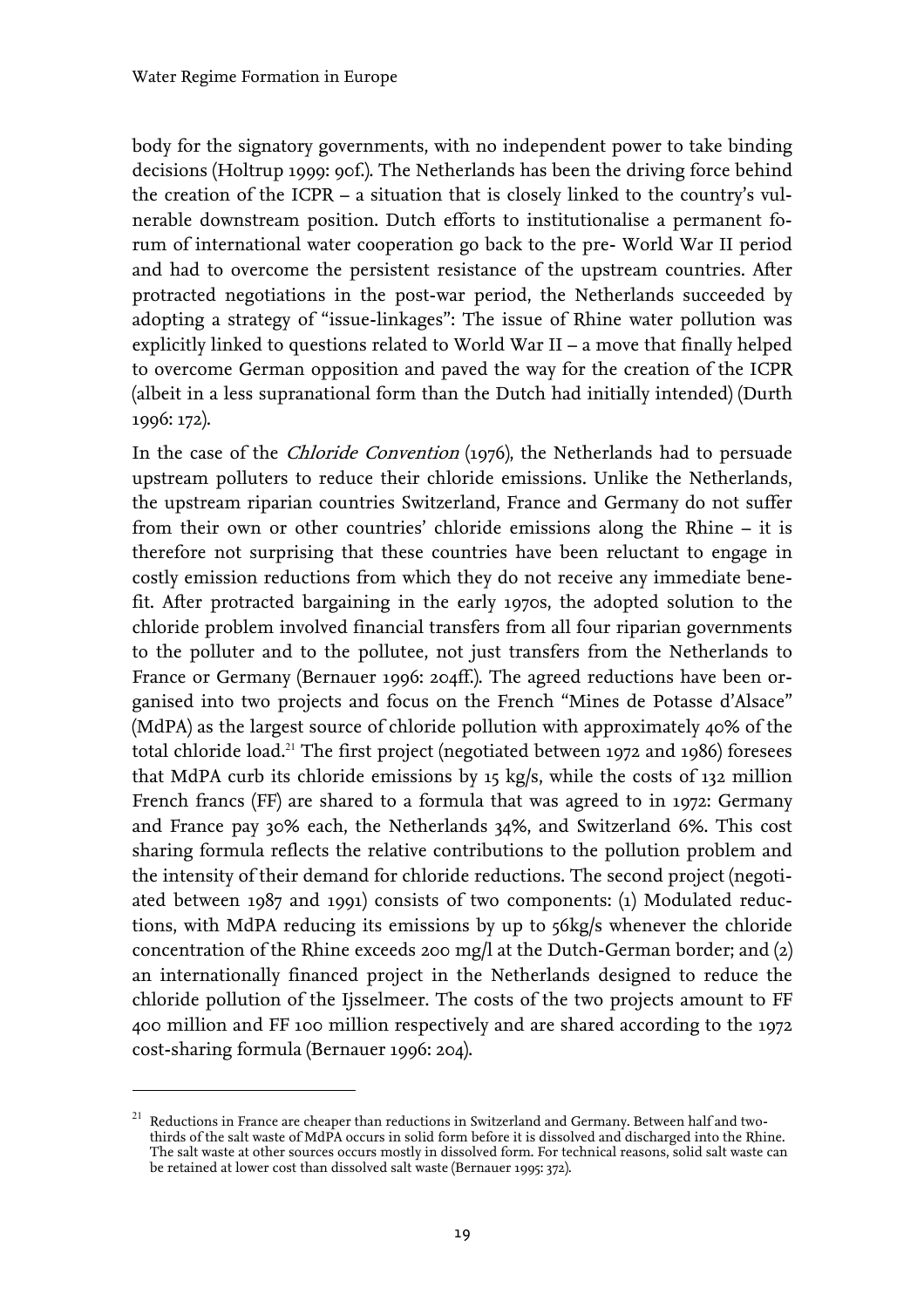body for the signatory governments, with no independent power to take binding decisions (Holtrup 1999: 90f.). The Netherlands has been the driving force behind the creation of the ICPR – a situation that is closely linked to the country's vulnerable downstream position. Dutch efforts to institutionalise a permanent forum of international water cooperation go back to the pre- World War II period and had to overcome the persistent resistance of the upstream countries. After protracted negotiations in the post-war period, the Netherlands succeeded by adopting a strategy of "issue-linkages": The issue of Rhine water pollution was explicitly linked to questions related to World War II – a move that finally helped to overcome German opposition and paved the way for the creation of the ICPR (albeit in a less supranational form than the Dutch had initially intended) (Durth 1996: 172).

In the case of the *Chloride Convention* (1976), the Netherlands had to persuade upstream polluters to reduce their chloride emissions. Unlike the Netherlands, the upstream riparian countries Switzerland, France and Germany do not suffer from their own or other countries' chloride emissions along the Rhine – it is therefore not surprising that these countries have been reluctant to engage in costly emission reductions from which they do not receive any immediate benefit. After protracted bargaining in the early 1970s, the adopted solution to the chloride problem involved financial transfers from all four riparian governments to the polluter and to the pollutee, not just transfers from the Netherlands to France or Germany (Bernauer 1996: 204ff.). The agreed reductions have been organised into two projects and focus on the French "Mines de Potasse d'Alsace" (MdPA) as the largest source of chloride pollution with approximately 40% of the total chloride load.[21] The first project (negotiated between 1972 and 1986) foresees that MdPA curb its chloride emissions by 15 kg/s, while the costs of 132 million French francs (FF) are shared to a formula that was agreed to in 1972: Germany and France pay 30% each, the Netherlands 34%, and Switzerland 6%. This cost sharing formula reflects the relative contributions to the pollution problem and the intensity of their demand for chloride reductions. The second project (negotiated between 1987 and 1991) consists of two components: (1) Modulated reductions, with MdPA reducing its emissions by up to 56kg/s whenever the chloride concentration of the Rhine exceeds 200 mg/l at the Dutch-German border; and (2) an internationally financed project in the Netherlands designed to reduce the chloride pollution of the Ijsselmeer. The costs of the two projects amount to FF 400 million and FF 100 million respectively and are shared according to the 1972 cost-sharing formula (Bernauer 1996: 204).

---

[21] Reductions in France are cheaper than reductions in Switzerland and Germany. Between half and two-thirds of the salt waste of MdPA occurs in solid form before it is dissolved and discharged into the Rhine. The salt waste at other sources occurs mostly in dissolved form. For technical reasons, solid salt waste can be retained at lower cost than dissolved salt waste (Bernauer 1995: 372).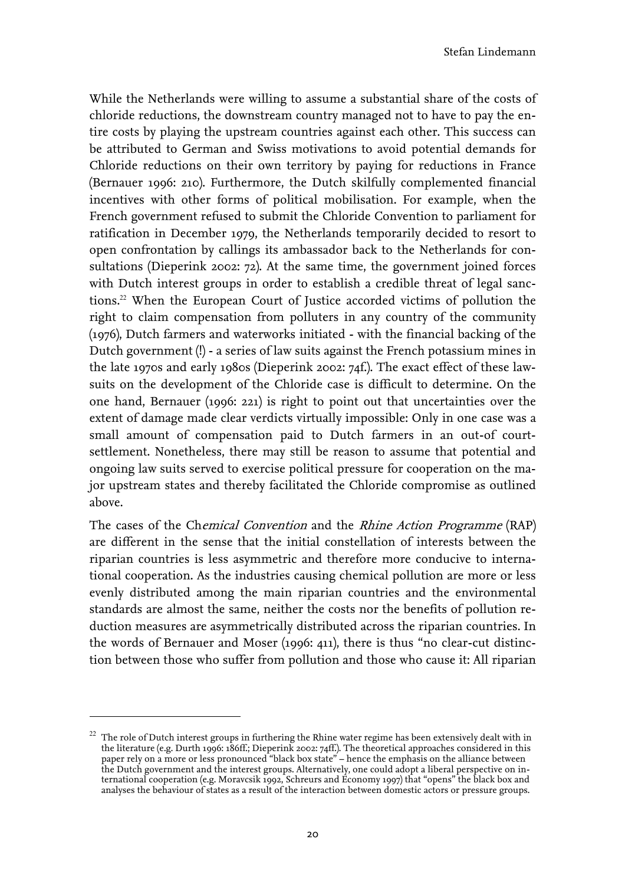While the Netherlands were willing to assume a substantial share of the costs of chloride reductions, the downstream country managed not to have to pay the entire costs by playing the upstream countries against each other. This success can be attributed to German and Swiss motivations to avoid potential demands for Chloride reductions on their own territory by paying for reductions in France (Bernauer 1996: 210). Furthermore, the Dutch skilfully complemented financial incentives with other forms of political mobilisation. For example, when the French government refused to submit the Chloride Convention to parliament for ratification in December 1979, the Netherlands temporarily decided to resort to open confrontation by callings its ambassador back to the Netherlands for consultations (Dieperink 2002: 72). At the same time, the government joined forces with Dutch interest groups in order to establish a credible threat of legal sanctions.[22] When the European Court of Justice accorded victims of pollution the right to claim compensation from polluters in any country of the community (1976), Dutch farmers and waterworks initiated - with the financial backing of the Dutch government (!) - a series of law suits against the French potassium mines in the late 1970s and early 1980s (Dieperink 2002: 74f.). The exact effect of these lawsuits on the development of the Chloride case is difficult to determine. On the one hand, Bernauer (1996: 221) is right to point out that uncertainties over the extent of damage made clear verdicts virtually impossible: Only in one case was a small amount of compensation paid to Dutch farmers in an out-of court-settlement. Nonetheless, there may still be reason to assume that potential and ongoing law suits served to exercise political pressure for cooperation on the major upstream states and thereby facilitated the Chloride compromise as outlined above.

The cases of the Ch*emical Convention* and the *Rhine Action Programme* (RAP) are different in the sense that the initial constellation of interests between the riparian countries is less asymmetric and therefore more conducive to international cooperation. As the industries causing chemical pollution are more or less evenly distributed among the main riparian countries and the environmental standards are almost the same, neither the costs nor the benefits of pollution reduction measures are asymmetrically distributed across the riparian countries. In the words of Bernauer and Moser (1996: 411), there is thus "no clear-cut distinction between those who suffer from pollution and those who cause it: All riparian

[22] The role of Dutch interest groups in furthering the Rhine water regime has been extensively dealt with in the literature (e.g. Durth 1996: 186ff.; Dieperink 2002: 74ff.). The theoretical approaches considered in this paper rely on a more or less pronounced "black box state" – hence the emphasis on the alliance between the Dutch government and the interest groups. Alternatively, one could adopt a liberal perspective on international cooperation (e.g. Moravcsik 1992, Schreurs and Economy 1997) that "opens" the black box and analyses the behaviour of states as a result of the interaction between domestic actors or pressure groups.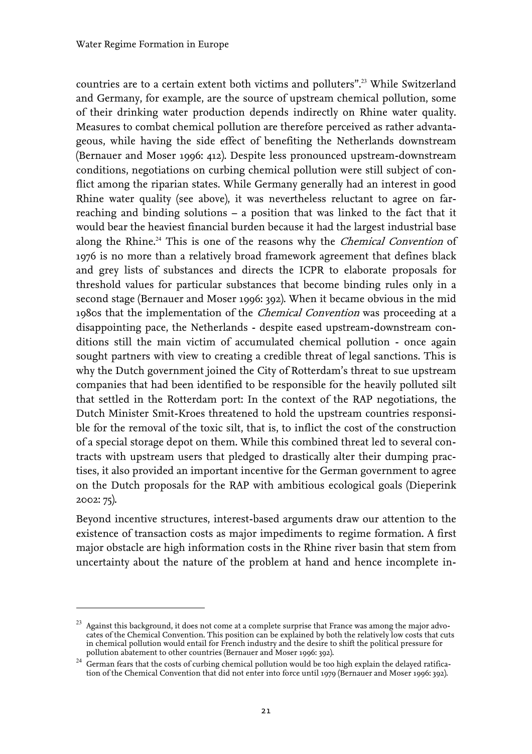countries are to a certain extent both victims and polluters".[23] While Switzerland and Germany, for example, are the source of upstream chemical pollution, some of their drinking water production depends indirectly on Rhine water quality. Measures to combat chemical pollution are therefore perceived as rather advantageous, while having the side effect of benefiting the Netherlands downstream (Bernauer and Moser 1996: 412). Despite less pronounced upstream-downstream conditions, negotiations on curbing chemical pollution were still subject of conflict among the riparian states. While Germany generally had an interest in good Rhine water quality (see above), it was nevertheless reluctant to agree on far-reaching and binding solutions – a position that was linked to the fact that it would bear the heaviest financial burden because it had the largest industrial base along the Rhine.[24] This is one of the reasons why the *Chemical Convention* of 1976 is no more than a relatively broad framework agreement that defines black and grey lists of substances and directs the ICPR to elaborate proposals for threshold values for particular substances that become binding rules only in a second stage (Bernauer and Moser 1996: 392). When it became obvious in the mid 1980s that the implementation of the *Chemical Convention* was proceeding at a disappointing pace, the Netherlands - despite eased upstream-downstream conditions still the main victim of accumulated chemical pollution - once again sought partners with view to creating a credible threat of legal sanctions. This is why the Dutch government joined the City of Rotterdam's threat to sue upstream companies that had been identified to be responsible for the heavily polluted silt that settled in the Rotterdam port: In the context of the RAP negotiations, the Dutch Minister Smit-Kroes threatened to hold the upstream countries responsible for the removal of the toxic silt, that is, to inflict the cost of the construction of a special storage depot on them. While this combined threat led to several contracts with upstream users that pledged to drastically alter their dumping practises, it also provided an important incentive for the German government to agree on the Dutch proposals for the RAP with ambitious ecological goals (Dieperink 2002: 75).

Beyond incentive structures, interest-based arguments draw our attention to the existence of transaction costs as major impediments to regime formation. A first major obstacle are high information costs in the Rhine river basin that stem from uncertainty about the nature of the problem at hand and hence incomplete in-

---

[23] Against this background, it does not come at a complete surprise that France was among the major advocates of the Chemical Convention. This position can be explained by both the relatively low costs that cuts in chemical pollution would entail for French industry and the desire to shift the political pressure for pollution abatement to other countries (Bernauer and Moser 1996: 392).

[24] German fears that the costs of curbing chemical pollution would be too high explain the delayed ratification of the Chemical Convention that did not enter into force until 1979 (Bernauer and Moser 1996: 392).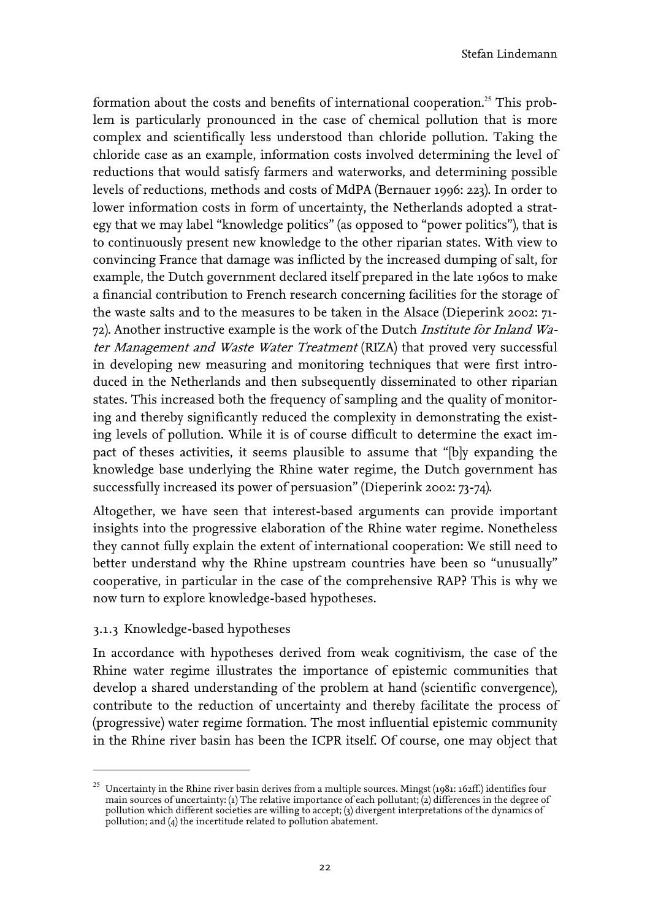formation about the costs and benefits of international cooperation.[25] This problem is particularly pronounced in the case of chemical pollution that is more complex and scientifically less understood than chloride pollution. Taking the chloride case as an example, information costs involved determining the level of reductions that would satisfy farmers and waterworks, and determining possible levels of reductions, methods and costs of MdPA (Bernauer 1996: 223). In order to lower information costs in form of uncertainty, the Netherlands adopted a strategy that we may label "knowledge politics" (as opposed to "power politics"), that is to continuously present new knowledge to the other riparian states. With view to convincing France that damage was inflicted by the increased dumping of salt, for example, the Dutch government declared itself prepared in the late 1960s to make a financial contribution to French research concerning facilities for the storage of the waste salts and to the measures to be taken in the Alsace (Dieperink 2002: 71-72). Another instructive example is the work of the Dutch *Institute for Inland Water Management and Waste Water Treatment* (RIZA) that proved very successful in developing new measuring and monitoring techniques that were first introduced in the Netherlands and then subsequently disseminated to other riparian states. This increased both the frequency of sampling and the quality of monitoring and thereby significantly reduced the complexity in demonstrating the existing levels of pollution. While it is of course difficult to determine the exact impact of theses activities, it seems plausible to assume that "[b]y expanding the knowledge base underlying the Rhine water regime, the Dutch government has successfully increased its power of persuasion" (Dieperink 2002: 73-74).

Altogether, we have seen that interest-based arguments can provide important insights into the progressive elaboration of the Rhine water regime. Nonetheless they cannot fully explain the extent of international cooperation: We still need to better understand why the Rhine upstream countries have been so "unusually" cooperative, in particular in the case of the comprehensive RAP? This is why we now turn to explore knowledge-based hypotheses.

### 3.1.3 Knowledge-based hypotheses

In accordance with hypotheses derived from weak cognitivism, the case of the Rhine water regime illustrates the importance of epistemic communities that develop a shared understanding of the problem at hand (scientific convergence), contribute to the reduction of uncertainty and thereby facilitate the process of (progressive) water regime formation. The most influential epistemic community in the Rhine river basin has been the ICPR itself. Of course, one may object that

---

[25] Uncertainty in the Rhine river basin derives from a multiple sources. Mingst (1981: 162ff.) identifies four main sources of uncertainty: (1) The relative importance of each pollutant; (2) differences in the degree of pollution which different societies are willing to accept; (3) divergent interpretations of the dynamics of pollution; and (4) the incertitude related to pollution abatement.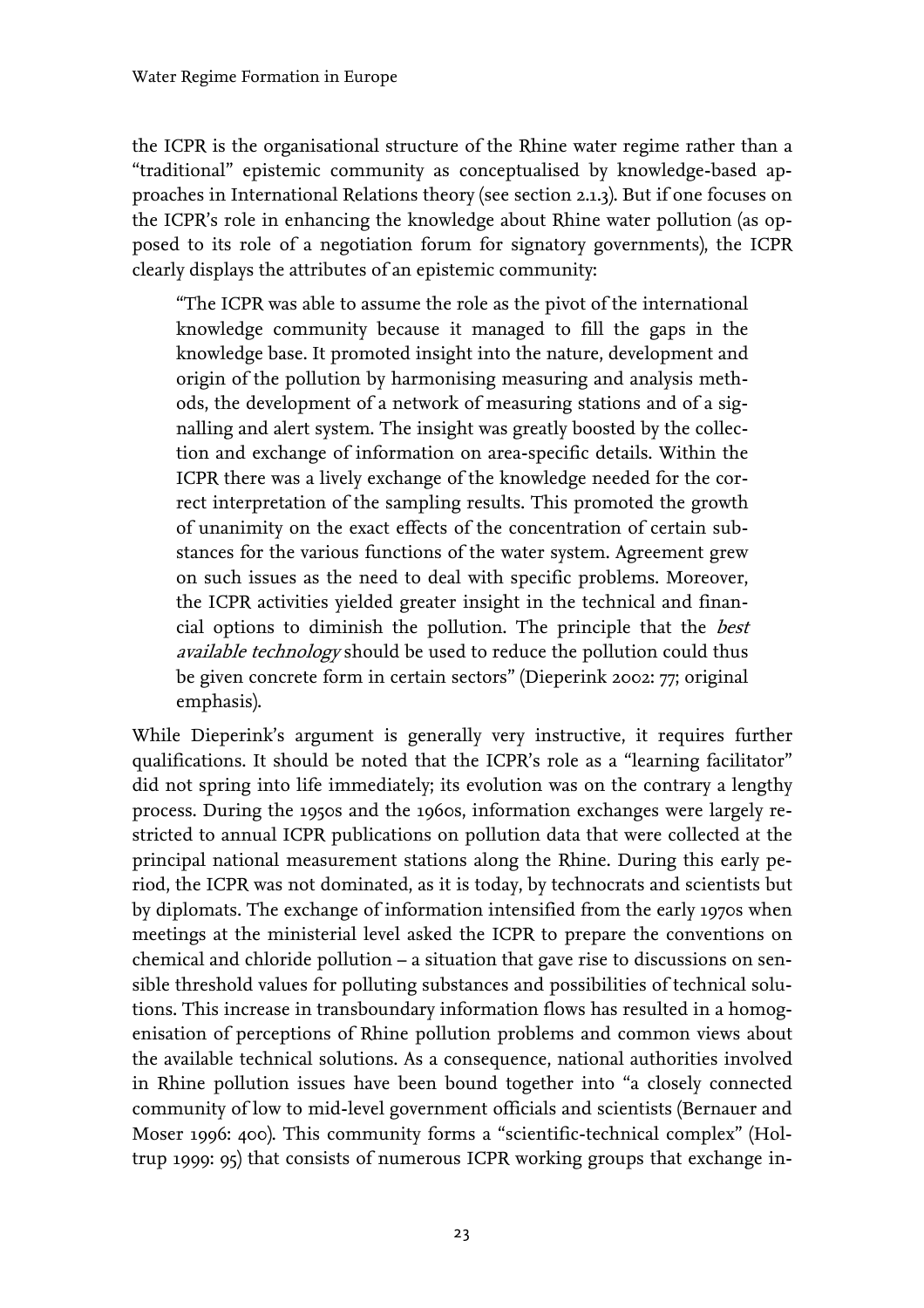the ICPR is the organisational structure of the Rhine water regime rather than a "traditional" epistemic community as conceptualised by knowledge-based approaches in International Relations theory (see section 2.1.3). But if one focuses on the ICPR's role in enhancing the knowledge about Rhine water pollution (as opposed to its role of a negotiation forum for signatory governments), the ICPR clearly displays the attributes of an epistemic community:

> "The ICPR was able to assume the role as the pivot of the international knowledge community because it managed to fill the gaps in the knowledge base. It promoted insight into the nature, development and origin of the pollution by harmonising measuring and analysis methods, the development of a network of measuring stations and of a signalling and alert system. The insight was greatly boosted by the collection and exchange of information on area-specific details. Within the ICPR there was a lively exchange of the knowledge needed for the correct interpretation of the sampling results. This promoted the growth of unanimity on the exact effects of the concentration of certain substances for the various functions of the water system. Agreement grew on such issues as the need to deal with specific problems. Moreover, the ICPR activities yielded greater insight in the technical and financial options to diminish the pollution. The principle that the *best available technology* should be used to reduce the pollution could thus be given concrete form in certain sectors" (Dieperink 2002: 77; original emphasis).

While Dieperink's argument is generally very instructive, it requires further qualifications. It should be noted that the ICPR's role as a "learning facilitator" did not spring into life immediately; its evolution was on the contrary a lengthy process. During the 1950s and the 1960s, information exchanges were largely restricted to annual ICPR publications on pollution data that were collected at the principal national measurement stations along the Rhine. During this early period, the ICPR was not dominated, as it is today, by technocrats and scientists but by diplomats. The exchange of information intensified from the early 1970s when meetings at the ministerial level asked the ICPR to prepare the conventions on chemical and chloride pollution – a situation that gave rise to discussions on sensible threshold values for polluting substances and possibilities of technical solutions. This increase in transboundary information flows has resulted in a homogenisation of perceptions of Rhine pollution problems and common views about the available technical solutions. As a consequence, national authorities involved in Rhine pollution issues have been bound together into "a closely connected community of low to mid-level government officials and scientists (Bernauer and Moser 1996: 400). This community forms a "scientific-technical complex" (Holtrup 1999: 95) that consists of numerous ICPR working groups that exchange in-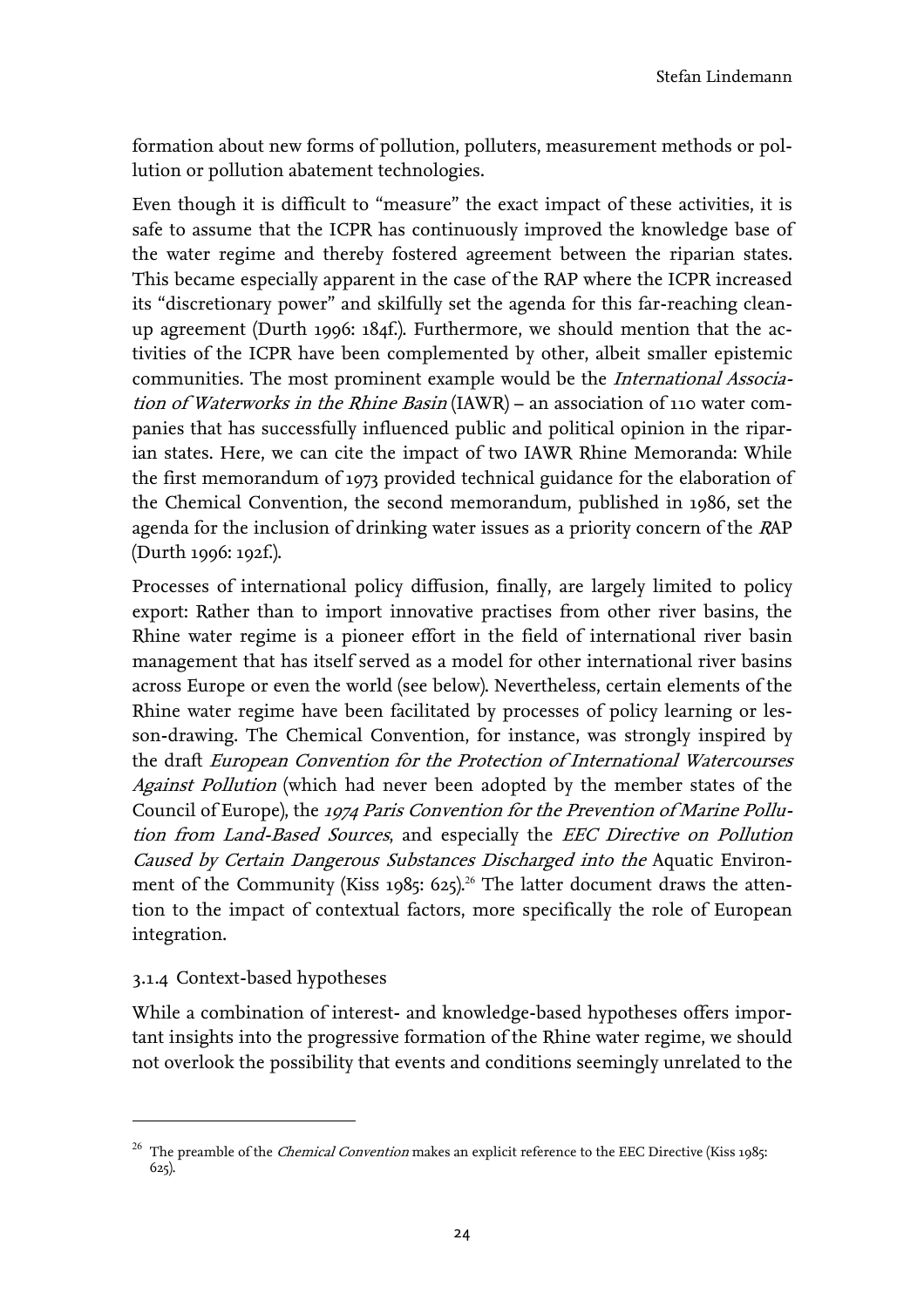formation about new forms of pollution, polluters, measurement methods or pollution or pollution abatement technologies.

Even though it is difficult to "measure" the exact impact of these activities, it is safe to assume that the ICPR has continuously improved the knowledge base of the water regime and thereby fostered agreement between the riparian states. This became especially apparent in the case of the RAP where the ICPR increased its "discretionary power" and skilfully set the agenda for this far-reaching clean-up agreement (Durth 1996: 184f.). Furthermore, we should mention that the activities of the ICPR have been complemented by other, albeit smaller epistemic communities. The most prominent example would be the *International Association of Waterworks in the Rhine Basin* (IAWR) – an association of 110 water companies that has successfully influenced public and political opinion in the riparian states. Here, we can cite the impact of two IAWR Rhine Memoranda: While the first memorandum of 1973 provided technical guidance for the elaboration of the Chemical Convention, the second memorandum, published in 1986, set the agenda for the inclusion of drinking water issues as a priority concern of the *R*AP (Durth 1996: 192f.).

Processes of international policy diffusion, finally, are largely limited to policy export: Rather than to import innovative practises from other river basins, the Rhine water regime is a pioneer effort in the field of international river basin management that has itself served as a model for other international river basins across Europe or even the world (see below). Nevertheless, certain elements of the Rhine water regime have been facilitated by processes of policy learning or lesson-drawing. The Chemical Convention, for instance, was strongly inspired by the draft *European Convention for the Protection of International Watercourses Against Pollution* (which had never been adopted by the member states of the Council of Europe), the *1974 Paris Convention for the Prevention of Marine Pollution from Land-Based Sources*, and especially the *EEC Directive on Pollution Caused by Certain Dangerous Substances Discharged into the* Aquatic Environment of the Community (Kiss 1985: 625).[26] The latter document draws the attention to the impact of contextual factors, more specifically the role of European integration.

### 3.1.4 Context-based hypotheses

While a combination of interest- and knowledge-based hypotheses offers important insights into the progressive formation of the Rhine water regime, we should not overlook the possibility that events and conditions seemingly unrelated to the

[26] The preamble of the *Chemical Convention* makes an explicit reference to the EEC Directive (Kiss 1985: 625).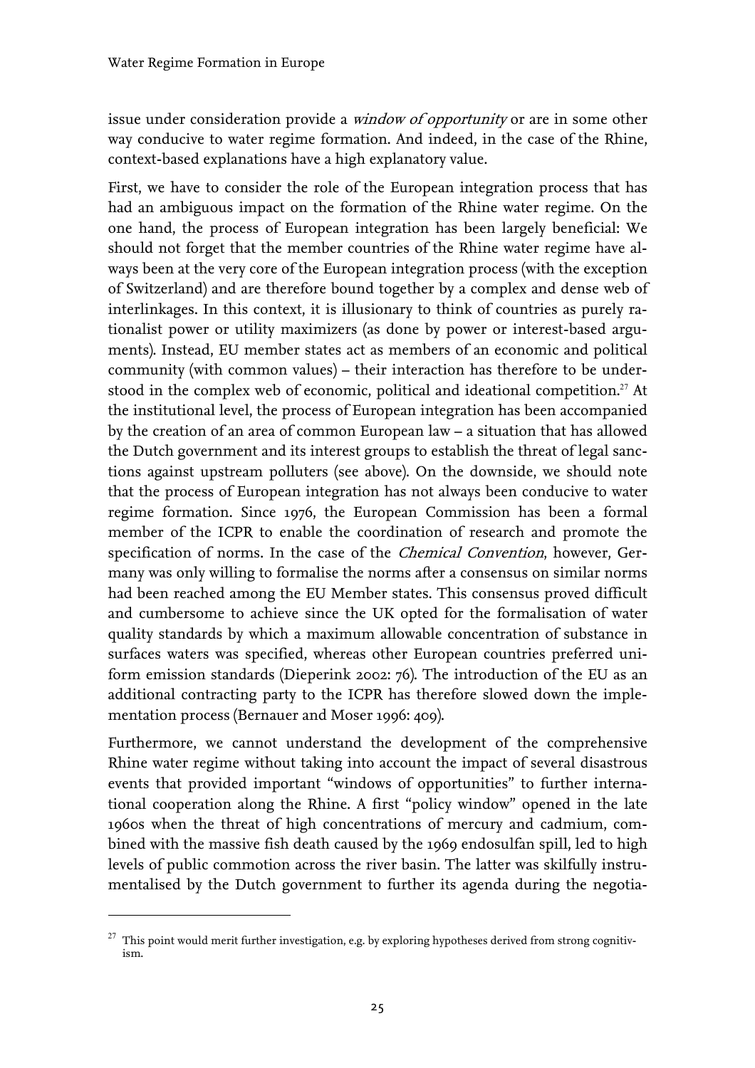issue under consideration provide a *window of opportunity* or are in some other way conducive to water regime formation. And indeed, in the case of the Rhine, context-based explanations have a high explanatory value.

First, we have to consider the role of the European integration process that has had an ambiguous impact on the formation of the Rhine water regime. On the one hand, the process of European integration has been largely beneficial: We should not forget that the member countries of the Rhine water regime have always been at the very core of the European integration process (with the exception of Switzerland) and are therefore bound together by a complex and dense web of interlinkages. In this context, it is illusionary to think of countries as purely rationalist power or utility maximizers (as done by power or interest-based arguments). Instead, EU member states act as members of an economic and political community (with common values) – their interaction has therefore to be understood in the complex web of economic, political and ideational competition.[27] At the institutional level, the process of European integration has been accompanied by the creation of an area of common European law – a situation that has allowed the Dutch government and its interest groups to establish the threat of legal sanctions against upstream polluters (see above). On the downside, we should note that the process of European integration has not always been conducive to water regime formation. Since 1976, the European Commission has been a formal member of the ICPR to enable the coordination of research and promote the specification of norms. In the case of the *Chemical Convention*, however, Germany was only willing to formalise the norms after a consensus on similar norms had been reached among the EU Member states. This consensus proved difficult and cumbersome to achieve since the UK opted for the formalisation of water quality standards by which a maximum allowable concentration of substance in surfaces waters was specified, whereas other European countries preferred uniform emission standards (Dieperink 2002: 76). The introduction of the EU as an additional contracting party to the ICPR has therefore slowed down the implementation process (Bernauer and Moser 1996: 409).

Furthermore, we cannot understand the development of the comprehensive Rhine water regime without taking into account the impact of several disastrous events that provided important "windows of opportunities" to further international cooperation along the Rhine. A first "policy window" opened in the late 1960s when the threat of high concentrations of mercury and cadmium, combined with the massive fish death caused by the 1969 endosulfan spill, led to high levels of public commotion across the river basin. The latter was skilfully instrumentalised by the Dutch government to further its agenda during the negotia-

[27] This point would merit further investigation, e.g. by exploring hypotheses derived from strong cognitivism.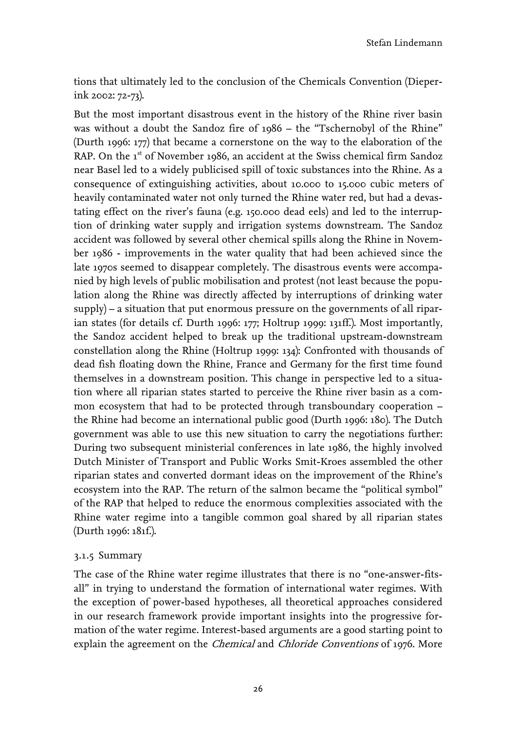tions that ultimately led to the conclusion of the Chemicals Convention (Dieperink 2002: 72-73).

But the most important disastrous event in the history of the Rhine river basin was without a doubt the Sandoz fire of 1986 – the "Tschernobyl of the Rhine" (Durth 1996: 177) that became a cornerstone on the way to the elaboration of the RAP. On the 1st of November 1986, an accident at the Swiss chemical firm Sandoz near Basel led to a widely publicised spill of toxic substances into the Rhine. As a consequence of extinguishing activities, about 10.000 to 15.000 cubic meters of heavily contaminated water not only turned the Rhine water red, but had a devastating effect on the river's fauna (e.g. 150.000 dead eels) and led to the interruption of drinking water supply and irrigation systems downstream. The Sandoz accident was followed by several other chemical spills along the Rhine in November 1986 - improvements in the water quality that had been achieved since the late 1970s seemed to disappear completely. The disastrous events were accompanied by high levels of public mobilisation and protest (not least because the population along the Rhine was directly affected by interruptions of drinking water supply) – a situation that put enormous pressure on the governments of all riparian states (for details cf. Durth 1996: 177; Holtrup 1999: 131ff.). Most importantly, the Sandoz accident helped to break up the traditional upstream-downstream constellation along the Rhine (Holtrup 1999: 134): Confronted with thousands of dead fish floating down the Rhine, France and Germany for the first time found themselves in a downstream position. This change in perspective led to a situation where all riparian states started to perceive the Rhine river basin as a common ecosystem that had to be protected through transboundary cooperation – the Rhine had become an international public good (Durth 1996: 180). The Dutch government was able to use this new situation to carry the negotiations further: During two subsequent ministerial conferences in late 1986, the highly involved Dutch Minister of Transport and Public Works Smit-Kroes assembled the other riparian states and converted dormant ideas on the improvement of the Rhine's ecosystem into the RAP. The return of the salmon became the "political symbol" of the RAP that helped to reduce the enormous complexities associated with the Rhine water regime into a tangible common goal shared by all riparian states (Durth 1996: 181f.).

### 3.1.5 Summary

The case of the Rhine water regime illustrates that there is no "one-answer-fits-all" in trying to understand the formation of international water regimes. With the exception of power-based hypotheses, all theoretical approaches considered in our research framework provide important insights into the progressive formation of the water regime. Interest-based arguments are a good starting point to explain the agreement on the *Chemical* and *Chloride Conventions* of 1976. More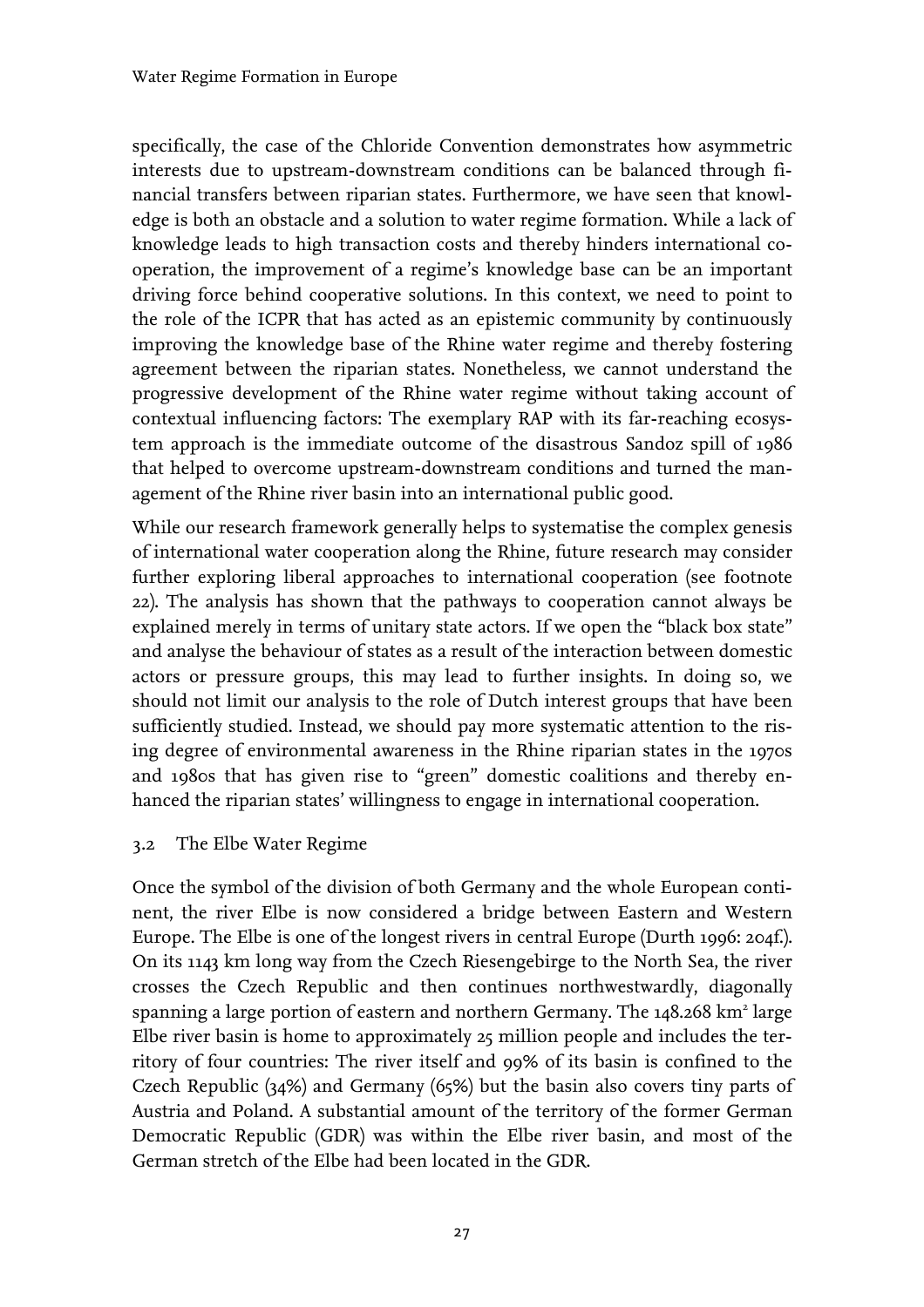specifically, the case of the Chloride Convention demonstrates how asymmetric interests due to upstream-downstream conditions can be balanced through financial transfers between riparian states. Furthermore, we have seen that knowledge is both an obstacle and a solution to water regime formation. While a lack of knowledge leads to high transaction costs and thereby hinders international cooperation, the improvement of a regime's knowledge base can be an important driving force behind cooperative solutions. In this context, we need to point to the role of the ICPR that has acted as an epistemic community by continuously improving the knowledge base of the Rhine water regime and thereby fostering agreement between the riparian states. Nonetheless, we cannot understand the progressive development of the Rhine water regime without taking account of contextual influencing factors: The exemplary RAP with its far-reaching ecosystem approach is the immediate outcome of the disastrous Sandoz spill of 1986 that helped to overcome upstream-downstream conditions and turned the management of the Rhine river basin into an international public good.

While our research framework generally helps to systematise the complex genesis of international water cooperation along the Rhine, future research may consider further exploring liberal approaches to international cooperation (see footnote 22). The analysis has shown that the pathways to cooperation cannot always be explained merely in terms of unitary state actors. If we open the "black box state" and analyse the behaviour of states as a result of the interaction between domestic actors or pressure groups, this may lead to further insights. In doing so, we should not limit our analysis to the role of Dutch interest groups that have been sufficiently studied. Instead, we should pay more systematic attention to the rising degree of environmental awareness in the Rhine riparian states in the 1970s and 1980s that has given rise to "green" domestic coalitions and thereby enhanced the riparian states' willingness to engage in international cooperation.

### 3.2 The Elbe Water Regime

Once the symbol of the division of both Germany and the whole European continent, the river Elbe is now considered a bridge between Eastern and Western Europe. The Elbe is one of the longest rivers in central Europe (Durth 1996: 204f.). On its 1143 km long way from the Czech Riesengebirge to the North Sea, the river crosses the Czech Republic and then continues northwestwardly, diagonally spanning a large portion of eastern and northern Germany. The 148.268 km$^2$ large Elbe river basin is home to approximately 25 million people and includes the territory of four countries: The river itself and 99% of its basin is confined to the Czech Republic (34%) and Germany (65%) but the basin also covers tiny parts of Austria and Poland. A substantial amount of the territory of the former German Democratic Republic (GDR) was within the Elbe river basin, and most of the German stretch of the Elbe had been located in the GDR.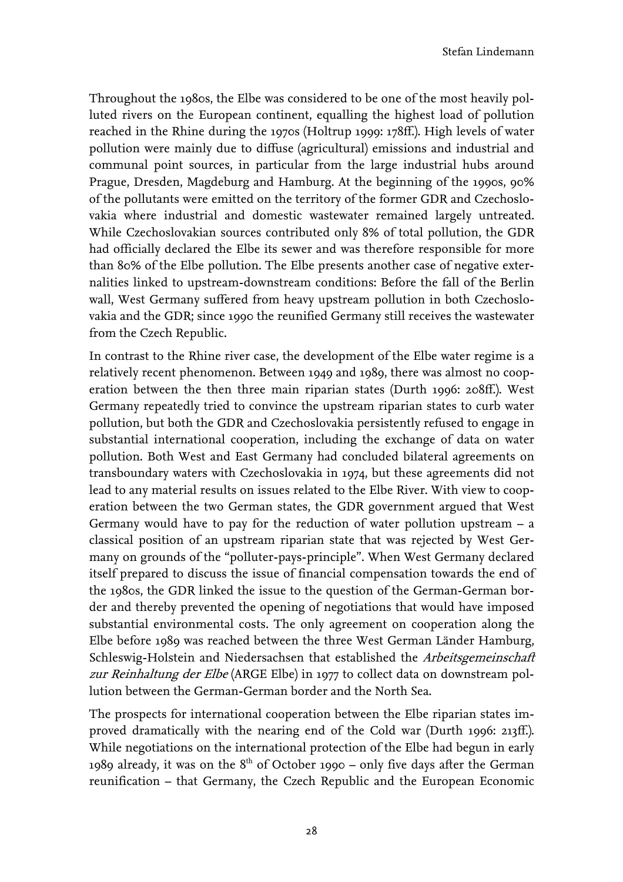Throughout the 1980s, the Elbe was considered to be one of the most heavily polluted rivers on the European continent, equalling the highest load of pollution reached in the Rhine during the 1970s (Holtrup 1999: 178ff.). High levels of water pollution were mainly due to diffuse (agricultural) emissions and industrial and communal point sources, in particular from the large industrial hubs around Prague, Dresden, Magdeburg and Hamburg. At the beginning of the 1990s, 90% of the pollutants were emitted on the territory of the former GDR and Czechoslovakia where industrial and domestic wastewater remained largely untreated. While Czechoslovakian sources contributed only 8% of total pollution, the GDR had officially declared the Elbe its sewer and was therefore responsible for more than 80% of the Elbe pollution. The Elbe presents another case of negative externalities linked to upstream-downstream conditions: Before the fall of the Berlin wall, West Germany suffered from heavy upstream pollution in both Czechoslovakia and the GDR; since 1990 the reunified Germany still receives the wastewater from the Czech Republic.

In contrast to the Rhine river case, the development of the Elbe water regime is a relatively recent phenomenon. Between 1949 and 1989, there was almost no cooperation between the then three main riparian states (Durth 1996: 208ff.). West Germany repeatedly tried to convince the upstream riparian states to curb water pollution, but both the GDR and Czechoslovakia persistently refused to engage in substantial international cooperation, including the exchange of data on water pollution. Both West and East Germany had concluded bilateral agreements on transboundary waters with Czechoslovakia in 1974, but these agreements did not lead to any material results on issues related to the Elbe River. With view to cooperation between the two German states, the GDR government argued that West Germany would have to pay for the reduction of water pollution upstream – a classical position of an upstream riparian state that was rejected by West Germany on grounds of the "polluter-pays-principle". When West Germany declared itself prepared to discuss the issue of financial compensation towards the end of the 1980s, the GDR linked the issue to the question of the German-German border and thereby prevented the opening of negotiations that would have imposed substantial environmental costs. The only agreement on cooperation along the Elbe before 1989 was reached between the three West German Länder Hamburg, Schleswig-Holstein and Niedersachsen that established the *Arbeitsgemeinschaft zur Reinhaltung der Elbe* (ARGE Elbe) in 1977 to collect data on downstream pollution between the German-German border and the North Sea.

The prospects for international cooperation between the Elbe riparian states improved dramatically with the nearing end of the Cold war (Durth 1996: 213ff.). While negotiations on the international protection of the Elbe had begun in early 1989 already, it was on the 8th of October 1990 – only five days after the German reunification – that Germany, the Czech Republic and the European Economic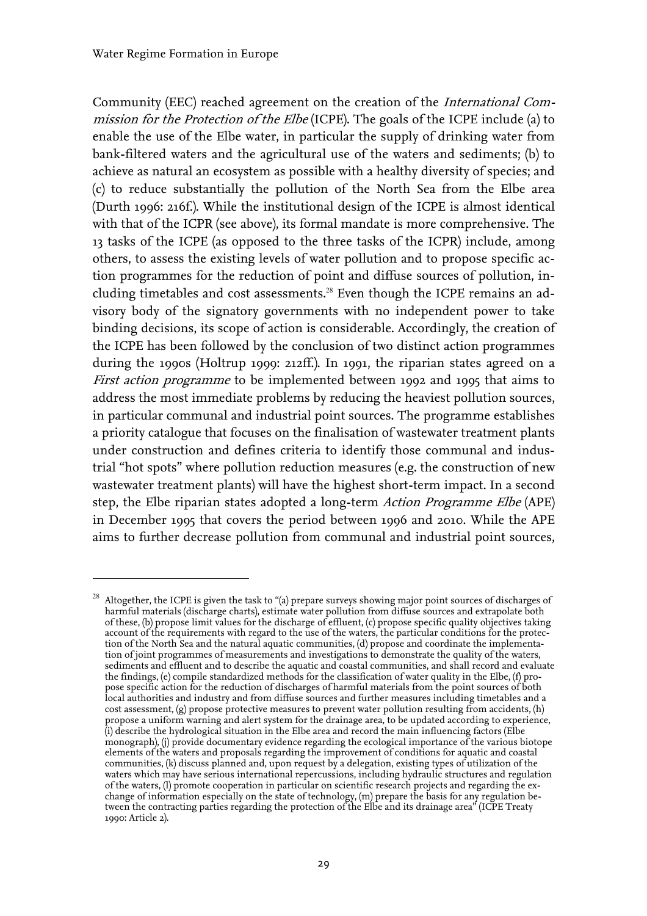Community (EEC) reached agreement on the creation of the *International Commission for the Protection of the Elbe* (ICPE). The goals of the ICPE include (a) to enable the use of the Elbe water, in particular the supply of drinking water from bank-filtered waters and the agricultural use of the waters and sediments; (b) to achieve as natural an ecosystem as possible with a healthy diversity of species; and (c) to reduce substantially the pollution of the North Sea from the Elbe area (Durth 1996: 216f.). While the institutional design of the ICPE is almost identical with that of the ICPR (see above), its formal mandate is more comprehensive. The 13 tasks of the ICPE (as opposed to the three tasks of the ICPR) include, among others, to assess the existing levels of water pollution and to propose specific action programmes for the reduction of point and diffuse sources of pollution, including timetables and cost assessments.[28] Even though the ICPE remains an advisory body of the signatory governments with no independent power to take binding decisions, its scope of action is considerable. Accordingly, the creation of the ICPE has been followed by the conclusion of two distinct action programmes during the 1990s (Holtrup 1999: 212ff.). In 1991, the riparian states agreed on a *First action programme* to be implemented between 1992 and 1995 that aims to address the most immediate problems by reducing the heaviest pollution sources, in particular communal and industrial point sources. The programme establishes a priority catalogue that focuses on the finalisation of wastewater treatment plants under construction and defines criteria to identify those communal and industrial "hot spots" where pollution reduction measures (e.g. the construction of new wastewater treatment plants) will have the highest short-term impact. In a second step, the Elbe riparian states adopted a long-term *Action Programme Elbe* (APE) in December 1995 that covers the period between 1996 and 2010. While the APE aims to further decrease pollution from communal and industrial point sources,

---

[28] Altogether, the ICPE is given the task to "(a) prepare surveys showing major point sources of discharges of harmful materials (discharge charts), estimate water pollution from diffuse sources and extrapolate both of these, (b) propose limit values for the discharge of effluent, (c) propose specific quality objectives taking account of the requirements with regard to the use of the waters, the particular conditions for the protection of the North Sea and the natural aquatic communities, (d) propose and coordinate the implementation of joint programmes of measurements and investigations to demonstrate the quality of the waters, sediments and effluent and to describe the aquatic and coastal communities, and shall record and evaluate the findings, (e) compile standardized methods for the classification of water quality in the Elbe, (f) propose specific action for the reduction of discharges of harmful materials from the point sources of both local authorities and industry and from diffuse sources and further measures including timetables and a cost assessment, (g) propose protective measures to prevent water pollution resulting from accidents, (h) propose a uniform warning and alert system for the drainage area, to be updated according to experience, (i) describe the hydrological situation in the Elbe area and record the main influencing factors (Elbe monograph), (j) provide documentary evidence regarding the ecological importance of the various biotope elements of the waters and proposals regarding the improvement of conditions for aquatic and coastal communities, (k) discuss planned and, upon request by a delegation, existing types of utilization of the waters which may have serious international repercussions, including hydraulic structures and regulation of the waters, (l) promote cooperation in particular on scientific research projects and regarding the exchange of information especially on the state of technology, (m) prepare the basis for any regulation between the contracting parties regarding the protection of the Elbe and its drainage area" (ICPE Treaty 1990: Article 2).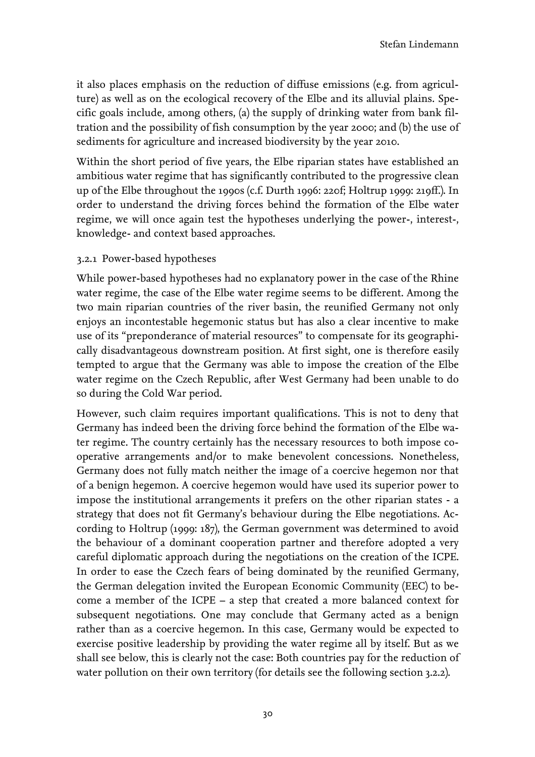it also places emphasis on the reduction of diffuse emissions (e.g. from agriculture) as well as on the ecological recovery of the Elbe and its alluvial plains. Specific goals include, among others, (a) the supply of drinking water from bank filtration and the possibility of fish consumption by the year 2000; and (b) the use of sediments for agriculture and increased biodiversity by the year 2010.

Within the short period of five years, the Elbe riparian states have established an ambitious water regime that has significantly contributed to the progressive clean up of the Elbe throughout the 1990s (c.f. Durth 1996: 220f; Holtrup 1999: 219ff.). In order to understand the driving forces behind the formation of the Elbe water regime, we will once again test the hypotheses underlying the power-, interest-, knowledge- and context based approaches.

### 3.2.1 Power-based hypotheses

While power-based hypotheses had no explanatory power in the case of the Rhine water regime, the case of the Elbe water regime seems to be different. Among the two main riparian countries of the river basin, the reunified Germany not only enjoys an incontestable hegemonic status but has also a clear incentive to make use of its "preponderance of material resources" to compensate for its geographically disadvantageous downstream position. At first sight, one is therefore easily tempted to argue that the Germany was able to impose the creation of the Elbe water regime on the Czech Republic, after West Germany had been unable to do so during the Cold War period.

However, such claim requires important qualifications. This is not to deny that Germany has indeed been the driving force behind the formation of the Elbe water regime. The country certainly has the necessary resources to both impose cooperative arrangements and/or to make benevolent concessions. Nonetheless, Germany does not fully match neither the image of a coercive hegemon nor that of a benign hegemon. A coercive hegemon would have used its superior power to impose the institutional arrangements it prefers on the other riparian states - a strategy that does not fit Germany's behaviour during the Elbe negotiations. According to Holtrup (1999: 187), the German government was determined to avoid the behaviour of a dominant cooperation partner and therefore adopted a very careful diplomatic approach during the negotiations on the creation of the ICPE. In order to ease the Czech fears of being dominated by the reunified Germany, the German delegation invited the European Economic Community (EEC) to become a member of the ICPE – a step that created a more balanced context for subsequent negotiations. One may conclude that Germany acted as a benign rather than as a coercive hegemon. In this case, Germany would be expected to exercise positive leadership by providing the water regime all by itself. But as we shall see below, this is clearly not the case: Both countries pay for the reduction of water pollution on their own territory (for details see the following section 3.2.2).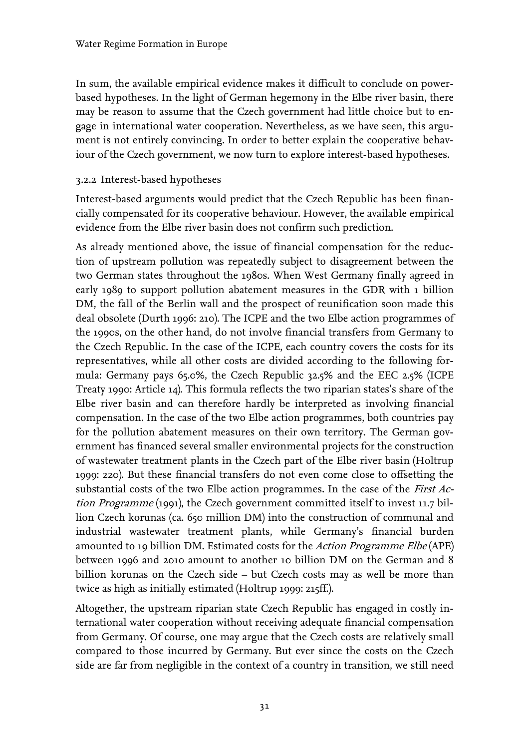In sum, the available empirical evidence makes it difficult to conclude on power-based hypotheses. In the light of German hegemony in the Elbe river basin, there may be reason to assume that the Czech government had little choice but to engage in international water cooperation. Nevertheless, as we have seen, this argument is not entirely convincing. In order to better explain the cooperative behaviour of the Czech government, we now turn to explore interest-based hypotheses.

### 3.2.2 Interest-based hypotheses

Interest-based arguments would predict that the Czech Republic has been financially compensated for its cooperative behaviour. However, the available empirical evidence from the Elbe river basin does not confirm such prediction.

As already mentioned above, the issue of financial compensation for the reduction of upstream pollution was repeatedly subject to disagreement between the two German states throughout the 1980s. When West Germany finally agreed in early 1989 to support pollution abatement measures in the GDR with 1 billion DM, the fall of the Berlin wall and the prospect of reunification soon made this deal obsolete (Durth 1996: 210). The ICPE and the two Elbe action programmes of the 1990s, on the other hand, do not involve financial transfers from Germany to the Czech Republic. In the case of the ICPE, each country covers the costs for its representatives, while all other costs are divided according to the following formula: Germany pays 65.0%, the Czech Republic 32.5% and the EEC 2.5% (ICPE Treaty 1990: Article 14). This formula reflects the two riparian states's share of the Elbe river basin and can therefore hardly be interpreted as involving financial compensation. In the case of the two Elbe action programmes, both countries pay for the pollution abatement measures on their own territory. The German government has financed several smaller environmental projects for the construction of wastewater treatment plants in the Czech part of the Elbe river basin (Holtrup 1999: 220). But these financial transfers do not even come close to offsetting the substantial costs of the two Elbe action programmes. In the case of the *First Action Programme* (1991), the Czech government committed itself to invest 11.7 billion Czech korunas (ca. 650 million DM) into the construction of communal and industrial wastewater treatment plants, while Germany's financial burden amounted to 19 billion DM. Estimated costs for the *Action Programme Elbe* (APE) between 1996 and 2010 amount to another 10 billion DM on the German and 8 billion korunas on the Czech side – but Czech costs may as well be more than twice as high as initially estimated (Holtrup 1999: 215ff.).

Altogether, the upstream riparian state Czech Republic has engaged in costly international water cooperation without receiving adequate financial compensation from Germany. Of course, one may argue that the Czech costs are relatively small compared to those incurred by Germany. But ever since the costs on the Czech side are far from negligible in the context of a country in transition, we still need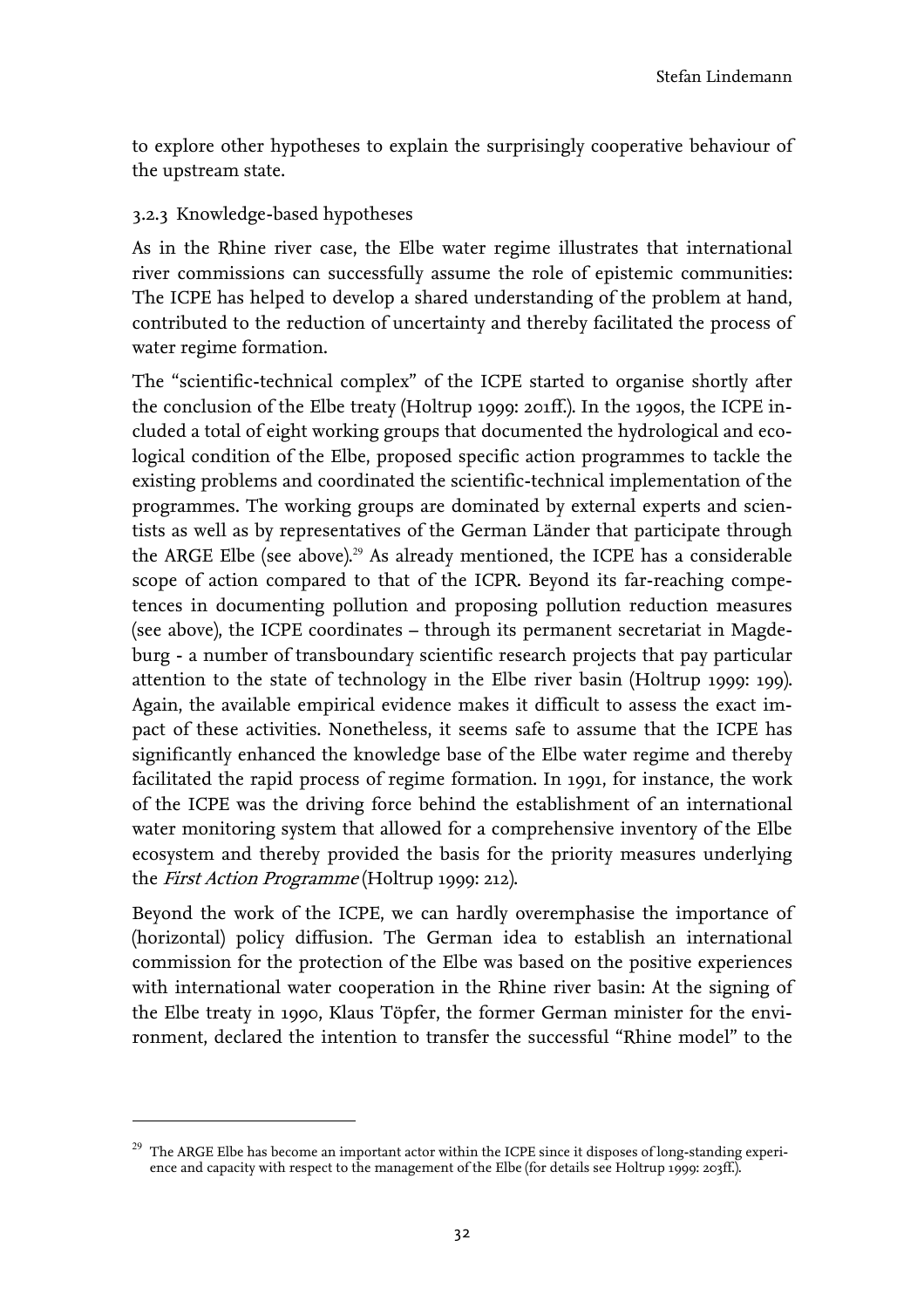to explore other hypotheses to explain the surprisingly cooperative behaviour of the upstream state.

### 3.2.3 Knowledge-based hypotheses

As in the Rhine river case, the Elbe water regime illustrates that international river commissions can successfully assume the role of epistemic communities: The ICPE has helped to develop a shared understanding of the problem at hand, contributed to the reduction of uncertainty and thereby facilitated the process of water regime formation.

The "scientific-technical complex" of the ICPE started to organise shortly after the conclusion of the Elbe treaty (Holtrup 1999: 201ff.). In the 1990s, the ICPE included a total of eight working groups that documented the hydrological and ecological condition of the Elbe, proposed specific action programmes to tackle the existing problems and coordinated the scientific-technical implementation of the programmes. The working groups are dominated by external experts and scientists as well as by representatives of the German Länder that participate through the ARGE Elbe (see above).[29] As already mentioned, the ICPE has a considerable scope of action compared to that of the ICPR. Beyond its far-reaching competences in documenting pollution and proposing pollution reduction measures (see above), the ICPE coordinates – through its permanent secretariat in Magdeburg - a number of transboundary scientific research projects that pay particular attention to the state of technology in the Elbe river basin (Holtrup 1999: 199). Again, the available empirical evidence makes it difficult to assess the exact impact of these activities. Nonetheless, it seems safe to assume that the ICPE has significantly enhanced the knowledge base of the Elbe water regime and thereby facilitated the rapid process of regime formation. In 1991, for instance, the work of the ICPE was the driving force behind the establishment of an international water monitoring system that allowed for a comprehensive inventory of the Elbe ecosystem and thereby provided the basis for the priority measures underlying the *First Action Programme* (Holtrup 1999: 212).

Beyond the work of the ICPE, we can hardly overemphasise the importance of (horizontal) policy diffusion. The German idea to establish an international commission for the protection of the Elbe was based on the positive experiences with international water cooperation in the Rhine river basin: At the signing of the Elbe treaty in 1990, Klaus Töpfer, the former German minister for the environment, declared the intention to transfer the successful "Rhine model" to the

[29] The ARGE Elbe has become an important actor within the ICPE since it disposes of long-standing experience and capacity with respect to the management of the Elbe (for details see Holtrup 1999: 203ff.).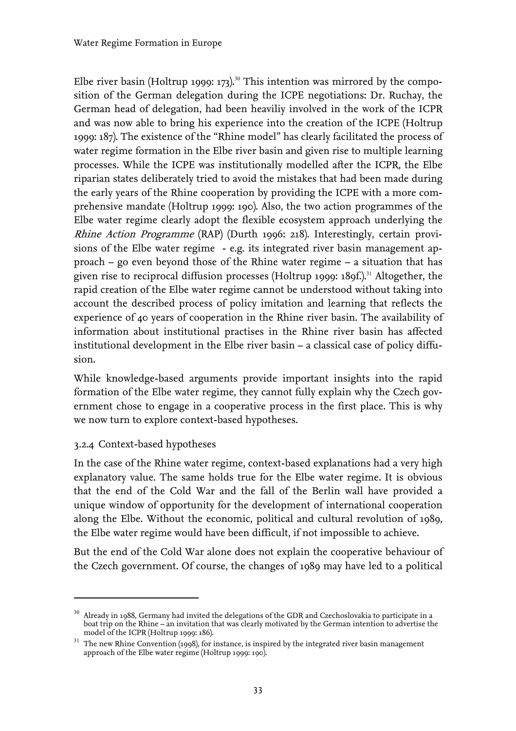Elbe river basin (Holtrup 1999: 173).[30] This intention was mirrored by the composition of the German delegation during the ICPE negotiations: Dr. Ruchay, the German head of delegation, had been heaviliy involved in the work of the ICPR and was now able to bring his experience into the creation of the ICPE (Holtrup 1999: 187). The existence of the "Rhine model" has clearly facilitated the process of water regime formation in the Elbe river basin and given rise to multiple learning processes. While the ICPE was institutionally modelled after the ICPR, the Elbe riparian states deliberately tried to avoid the mistakes that had been made during the early years of the Rhine cooperation by providing the ICPE with a more comprehensive mandate (Holtrup 1999: 190). Also, the two action programmes of the Elbe water regime clearly adopt the flexible ecosystem approach underlying the *Rhine Action Programme* (RAP) (Durth 1996: 218). Interestingly, certain provisions of the Elbe water regime - e.g. its integrated river basin management approach – go even beyond those of the Rhine water regime – a situation that has given rise to reciprocal diffusion processes (Holtrup 1999: 189f.).[31] Altogether, the rapid creation of the Elbe water regime cannot be understood without taking into account the described process of policy imitation and learning that reflects the experience of 40 years of cooperation in the Rhine river basin. The availability of information about institutional practises in the Rhine river basin has affected institutional development in the Elbe river basin – a classical case of policy diffusion.

While knowledge-based arguments provide important insights into the rapid formation of the Elbe water regime, they cannot fully explain why the Czech government chose to engage in a cooperative process in the first place. This is why we now turn to explore context-based hypotheses.

### 3.2.4 Context-based hypotheses

In the case of the Rhine water regime, context-based explanations had a very high explanatory value. The same holds true for the Elbe water regime. It is obvious that the end of the Cold War and the fall of the Berlin wall have provided a unique window of opportunity for the development of international cooperation along the Elbe. Without the economic, political and cultural revolution of 1989, the Elbe water regime would have been difficult, if not impossible to achieve.

But the end of the Cold War alone does not explain the cooperative behaviour of the Czech government. Of course, the changes of 1989 may have led to a political

---

[30] Already in 1988, Germany had invited the delegations of the GDR and Czechoslovakia to participate in a boat trip on the Rhine – an invitation that was clearly motivated by the German intention to advertise the model of the ICPR (Holtrup 1999: 186).

[31] The new Rhine Convention (1998), for instance, is inspired by the integrated river basin management approach of the Elbe water regime (Holtrup 1999: 190).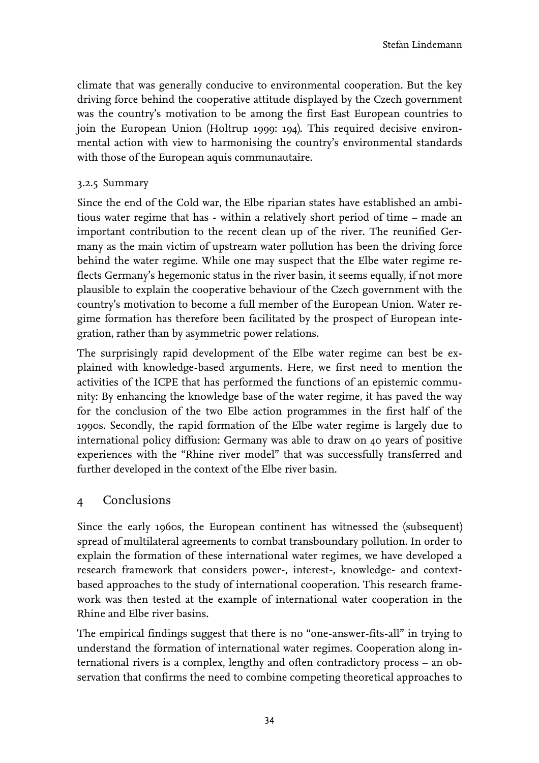climate that was generally conducive to environmental cooperation. But the key driving force behind the cooperative attitude displayed by the Czech government was the country's motivation to be among the first East European countries to join the European Union (Holtrup 1999: 194). This required decisive environmental action with view to harmonising the country's environmental standards with those of the European aquis communautaire.

### 3.2.5 Summary

Since the end of the Cold war, the Elbe riparian states have established an ambitious water regime that has - within a relatively short period of time – made an important contribution to the recent clean up of the river. The reunified Germany as the main victim of upstream water pollution has been the driving force behind the water regime. While one may suspect that the Elbe water regime reflects Germany's hegemonic status in the river basin, it seems equally, if not more plausible to explain the cooperative behaviour of the Czech government with the country's motivation to become a full member of the European Union. Water regime formation has therefore been facilitated by the prospect of European integration, rather than by asymmetric power relations.

The surprisingly rapid development of the Elbe water regime can best be explained with knowledge-based arguments. Here, we first need to mention the activities of the ICPE that has performed the functions of an epistemic community: By enhancing the knowledge base of the water regime, it has paved the way for the conclusion of the two Elbe action programmes in the first half of the 1990s. Secondly, the rapid formation of the Elbe water regime is largely due to international policy diffusion: Germany was able to draw on 40 years of positive experiences with the "Rhine river model" that was successfully transferred and further developed in the context of the Elbe river basin.

## 4 Conclusions

Since the early 1960s, the European continent has witnessed the (subsequent) spread of multilateral agreements to combat transboundary pollution. In order to explain the formation of these international water regimes, we have developed a research framework that considers power-, interest-, knowledge- and context-based approaches to the study of international cooperation. This research framework was then tested at the example of international water cooperation in the Rhine and Elbe river basins.

The empirical findings suggest that there is no "one-answer-fits-all" in trying to understand the formation of international water regimes. Cooperation along international rivers is a complex, lengthy and often contradictory process – an observation that confirms the need to combine competing theoretical approaches to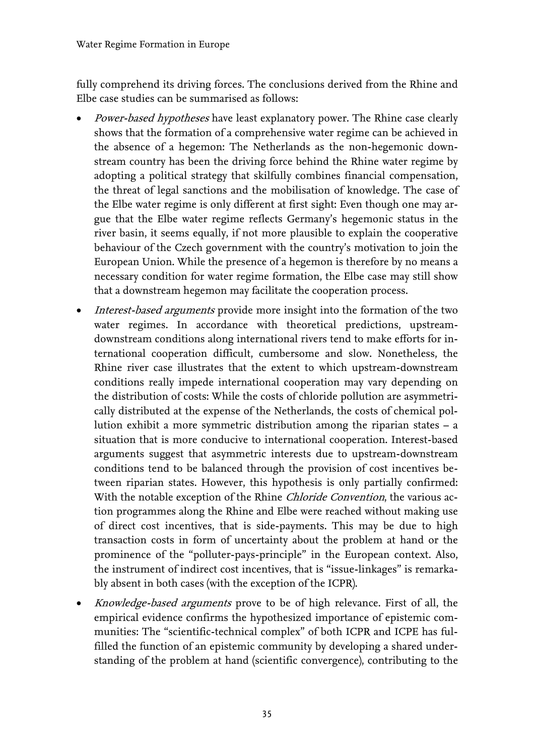fully comprehend its driving forces. The conclusions derived from the Rhine and Elbe case studies can be summarised as follows:

- *Power-based hypotheses* have least explanatory power. The Rhine case clearly shows that the formation of a comprehensive water regime can be achieved in the absence of a hegemon: The Netherlands as the non-hegemonic downstream country has been the driving force behind the Rhine water regime by adopting a political strategy that skilfully combines financial compensation, the threat of legal sanctions and the mobilisation of knowledge. The case of the Elbe water regime is only different at first sight: Even though one may argue that the Elbe water regime reflects Germany's hegemonic status in the river basin, it seems equally, if not more plausible to explain the cooperative behaviour of the Czech government with the country's motivation to join the European Union. While the presence of a hegemon is therefore by no means a necessary condition for water regime formation, the Elbe case may still show that a downstream hegemon may facilitate the cooperation process.
- *Interest-based arguments* provide more insight into the formation of the two water regimes. In accordance with theoretical predictions, upstream-downstream conditions along international rivers tend to make efforts for international cooperation difficult, cumbersome and slow. Nonetheless, the Rhine river case illustrates that the extent to which upstream-downstream conditions really impede international cooperation may vary depending on the distribution of costs: While the costs of chloride pollution are asymmetrically distributed at the expense of the Netherlands, the costs of chemical pollution exhibit a more symmetric distribution among the riparian states – a situation that is more conducive to international cooperation. Interest-based arguments suggest that asymmetric interests due to upstream-downstream conditions tend to be balanced through the provision of cost incentives between riparian states. However, this hypothesis is only partially confirmed: With the notable exception of the Rhine *Chloride Convention*, the various action programmes along the Rhine and Elbe were reached without making use of direct cost incentives, that is side-payments. This may be due to high transaction costs in form of uncertainty about the problem at hand or the prominence of the "polluter-pays-principle" in the European context. Also, the instrument of indirect cost incentives, that is "issue-linkages" is remarkably absent in both cases (with the exception of the ICPR).
- *Knowledge-based arguments* prove to be of high relevance. First of all, the empirical evidence confirms the hypothesized importance of epistemic communities: The "scientific-technical complex" of both ICPR and ICPE has fulfilled the function of an epistemic community by developing a shared understanding of the problem at hand (scientific convergence), contributing to the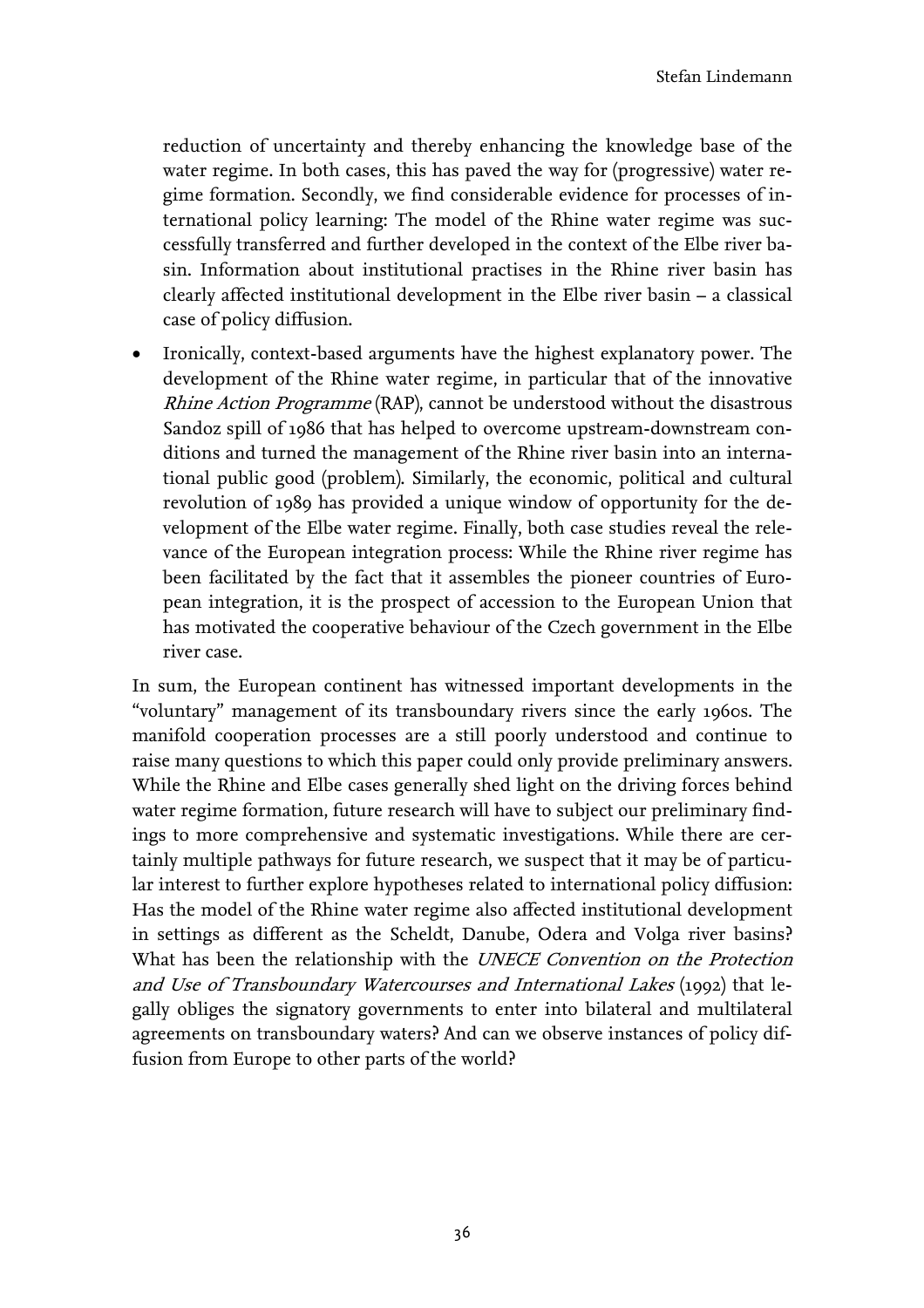reduction of uncertainty and thereby enhancing the knowledge base of the water regime. In both cases, this has paved the way for (progressive) water regime formation. Secondly, we find considerable evidence for processes of international policy learning: The model of the Rhine water regime was successfully transferred and further developed in the context of the Elbe river basin. Information about institutional practises in the Rhine river basin has clearly affected institutional development in the Elbe river basin – a classical case of policy diffusion.

- Ironically, context-based arguments have the highest explanatory power. The development of the Rhine water regime, in particular that of the innovative *Rhine Action Programme* (RAP), cannot be understood without the disastrous Sandoz spill of 1986 that has helped to overcome upstream-downstream conditions and turned the management of the Rhine river basin into an international public good (problem). Similarly, the economic, political and cultural revolution of 1989 has provided a unique window of opportunity for the development of the Elbe water regime. Finally, both case studies reveal the relevance of the European integration process: While the Rhine river regime has been facilitated by the fact that it assembles the pioneer countries of European integration, it is the prospect of accession to the European Union that has motivated the cooperative behaviour of the Czech government in the Elbe river case.

In sum, the European continent has witnessed important developments in the "voluntary" management of its transboundary rivers since the early 1960s. The manifold cooperation processes are a still poorly understood and continue to raise many questions to which this paper could only provide preliminary answers. While the Rhine and Elbe cases generally shed light on the driving forces behind water regime formation, future research will have to subject our preliminary findings to more comprehensive and systematic investigations. While there are certainly multiple pathways for future research, we suspect that it may be of particular interest to further explore hypotheses related to international policy diffusion: Has the model of the Rhine water regime also affected institutional development in settings as different as the Scheldt, Danube, Odera and Volga river basins? What has been the relationship with the *UNECE Convention on the Protection and Use of Transboundary Watercourses and International Lakes* (1992) that legally obliges the signatory governments to enter into bilateral and multilateral agreements on transboundary waters? And can we observe instances of policy diffusion from Europe to other parts of the world?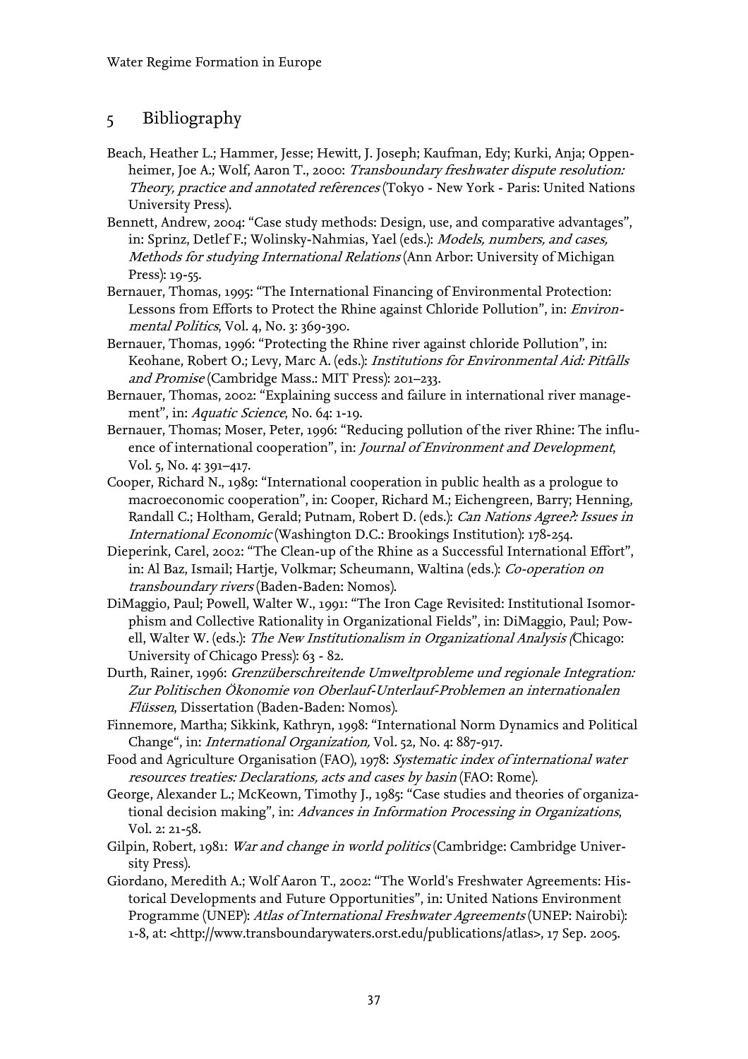## 5 Bibliography

Beach, Heather L.; Hammer, Jesse; Hewitt, J. Joseph; Kaufman, Edy; Kurki, Anja; Oppenheimer, Joe A.; Wolf, Aaron T., 2000: *Transboundary freshwater dispute resolution: Theory, practice and annotated references* (Tokyo - New York - Paris: United Nations University Press).

Bennett, Andrew, 2004: "Case study methods: Design, use, and comparative advantages", in: Sprinz, Detlef F.; Wolinsky-Nahmias, Yael (eds.): *Models, numbers, and cases, Methods for studying International Relations* (Ann Arbor: University of Michigan Press): 19-55.

Bernauer, Thomas, 1995: "The International Financing of Environmental Protection: Lessons from Efforts to Protect the Rhine against Chloride Pollution", in: *Environmental Politics*, Vol. 4, No. 3: 369-390.

Bernauer, Thomas, 1996: "Protecting the Rhine river against chloride Pollution", in: Keohane, Robert O.; Levy, Marc A. (eds.): *Institutions for Environmental Aid: Pitfalls and Promise* (Cambridge Mass.: MIT Press): 201–233.

Bernauer, Thomas, 2002: "Explaining success and failure in international river management", in: *Aquatic Science*, No. 64: 1-19.

Bernauer, Thomas; Moser, Peter, 1996: "Reducing pollution of the river Rhine: The influence of international cooperation", in: *Journal of Environment and Development*, Vol. 5, No. 4: 391–417.

Cooper, Richard N., 1989: "International cooperation in public health as a prologue to macroeconomic cooperation", in: Cooper, Richard M.; Eichengreen, Barry; Henning, Randall C.; Holtham, Gerald; Putnam, Robert D. (eds.): *Can Nations Agree?: Issues in International Economic* (Washington D.C.: Brookings Institution): 178-254.

Dieperink, Carel, 2002: "The Clean-up of the Rhine as a Successful International Effort", in: Al Baz, Ismail; Hartje, Volkmar; Scheumann, Waltina (eds.): *Co-operation on transboundary rivers* (Baden-Baden: Nomos).

DiMaggio, Paul; Powell, Walter W., 1991: "The Iron Cage Revisited: Institutional Isomorphism and Collective Rationality in Organizational Fields", in: DiMaggio, Paul; Powell, Walter W. (eds.): *The New Institutionalism in Organizational Analysis* (Chicago: University of Chicago Press): 63 - 82.

Durth, Rainer, 1996: *Grenzüberschreitende Umweltprobleme und regionale Integration: Zur Politischen Ökonomie von Oberlauf-Unterlauf-Problemen an internationalen Flüssen*, Dissertation (Baden-Baden: Nomos).

Finnemore, Martha; Sikkink, Kathryn, 1998: "International Norm Dynamics and Political Change", in: *International Organization,* Vol. 52, No. 4: 887-917.

Food and Agriculture Organisation (FAO), 1978: *Systematic index of international water resources treaties: Declarations, acts and cases by basin* (FAO: Rome).

George, Alexander L.; McKeown, Timothy J., 1985: "Case studies and theories of organizational decision making", in: *Advances in Information Processing in Organizations*, Vol. 2: 21-58.

Gilpin, Robert, 1981: *War and change in world politics* (Cambridge: Cambridge University Press).

Giordano, Meredith A.; Wolf Aaron T., 2002: "The World's Freshwater Agreements: Historical Developments and Future Opportunities", in: United Nations Environment Programme (UNEP): *Atlas of International Freshwater Agreements* (UNEP: Nairobi): 1-8, at: <http://www.transboundarywaters.orst.edu/publications/atlas>, 17 Sep. 2005.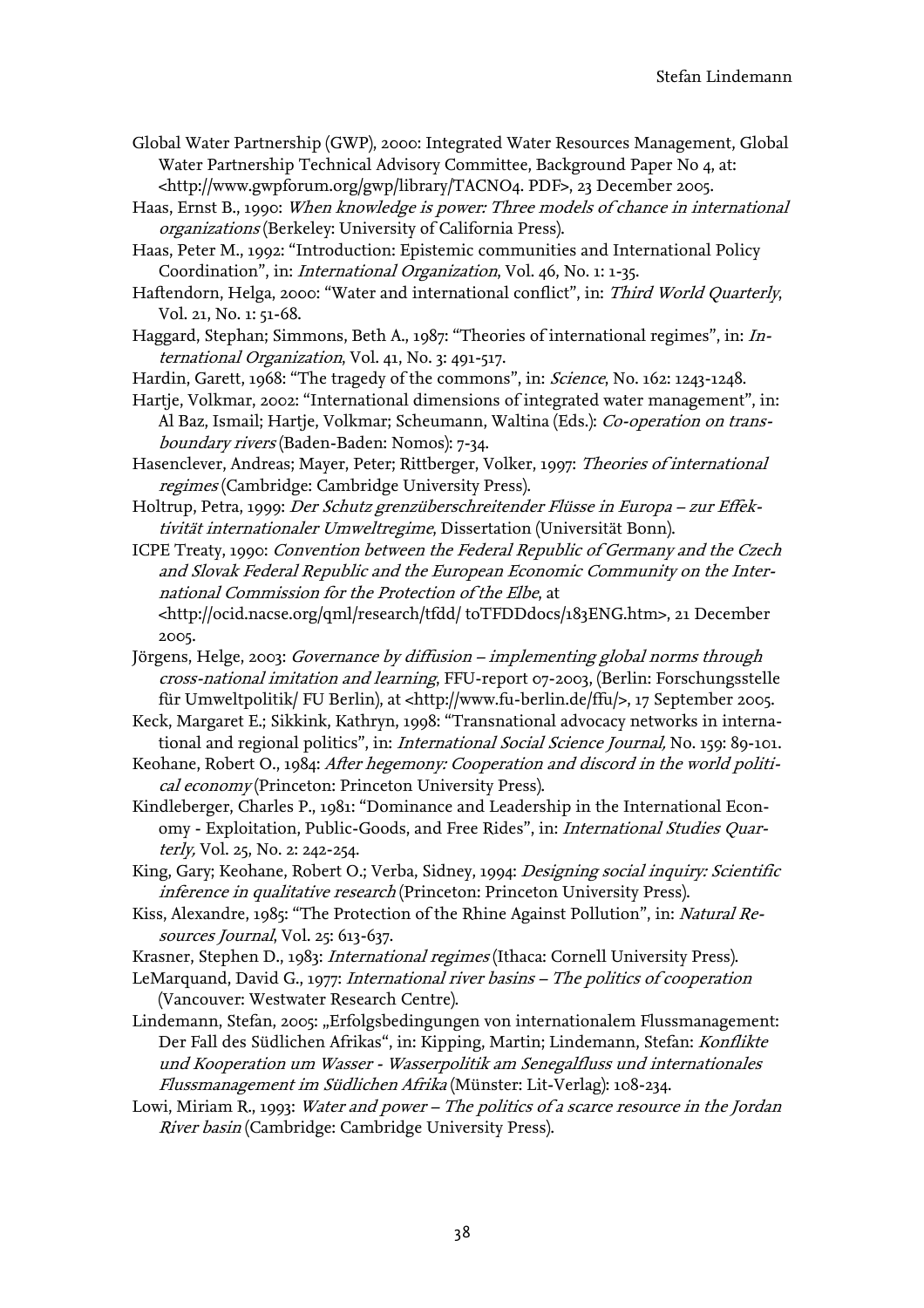Global Water Partnership (GWP), 2000: Integrated Water Resources Management, Global Water Partnership Technical Advisory Committee, Background Paper No 4, at: <http://www.gwpforum.org/gwp/library/TACNO4. PDF>, 23 December 2005.

Haas, Ernst B., 1990: *When knowledge is power: Three models of chance in international organizations* (Berkeley: University of California Press).

Haas, Peter M., 1992: "Introduction: Epistemic communities and International Policy Coordination", in: *International Organization*, Vol. 46, No. 1: 1-35.

Haftendorn, Helga, 2000: "Water and international conflict", in: *Third World Quarterly*, Vol. 21, No. 1: 51-68.

Haggard, Stephan; Simmons, Beth A., 1987: "Theories of international regimes", in: *International Organization*, Vol. 41, No. 3: 491-517.

Hardin, Garett, 1968: "The tragedy of the commons", in: *Science*, No. 162: 1243-1248.

Hartje, Volkmar, 2002: "International dimensions of integrated water management", in: Al Baz, Ismail; Hartje, Volkmar; Scheumann, Waltina (Eds.): *Co-operation on transboundary rivers* (Baden-Baden: Nomos): 7-34.

Hasenclever, Andreas; Mayer, Peter; Rittberger, Volker, 1997: *Theories of international regimes* (Cambridge: Cambridge University Press).

Holtrup, Petra, 1999: *Der Schutz grenzüberschreitender Flüsse in Europa – zur Effektivität internationaler Umweltregime*, Dissertation (Universität Bonn).

ICPE Treaty, 1990: *Convention between the Federal Republic of Germany and the Czech and Slovak Federal Republic and the European Economic Community on the International Commission for the Protection of the Elbe*, at <http://ocid.nacse.org/qml/research/tfdd/ toTFDDdocs/183ENG.htm>, 21 December 2005.

Jörgens, Helge, 2003: *Governance by diffusion – implementing global norms through cross-national imitation and learning*, FFU-report 07-2003, (Berlin: Forschungsstelle für Umweltpolitik/ FU Berlin), at <http://www.fu-berlin.de/ffu/>, 17 September 2005.

Keck, Margaret E.; Sikkink, Kathryn, 1998: "Transnational advocacy networks in international and regional politics", in: *International Social Science Journal,* No. 159: 89-101.

Keohane, Robert O., 1984: *After hegemony: Cooperation and discord in the world political economy* (Princeton: Princeton University Press).

Kindleberger, Charles P., 1981: "Dominance and Leadership in the International Economy - Exploitation, Public-Goods, and Free Rides", in: *International Studies Quarterly,* Vol. 25, No. 2: 242-254.

King, Gary; Keohane, Robert O.; Verba, Sidney, 1994: *Designing social inquiry: Scientific inference in qualitative research* (Princeton: Princeton University Press).

Kiss, Alexandre, 1985: "The Protection of the Rhine Against Pollution", in: *Natural Resources Journal*, Vol. 25: 613-637.

Krasner, Stephen D., 1983: *International regimes* (Ithaca: Cornell University Press).

LeMarquand, David G., 1977: *International river basins – The politics of cooperation* (Vancouver: Westwater Research Centre).

Lindemann, Stefan, 2005: „Erfolgsbedingungen von internationalem Flussmanagement: Der Fall des Südlichen Afrikas", in: Kipping, Martin; Lindemann, Stefan: *Konflikte und Kooperation um Wasser - Wasserpolitik am Senegalfluss und internationales Flussmanagement im Südlichen Afrika* (Münster: Lit-Verlag): 108-234.

Lowi, Miriam R., 1993: *Water and power – The politics of a scarce resource in the Jordan River basin* (Cambridge: Cambridge University Press).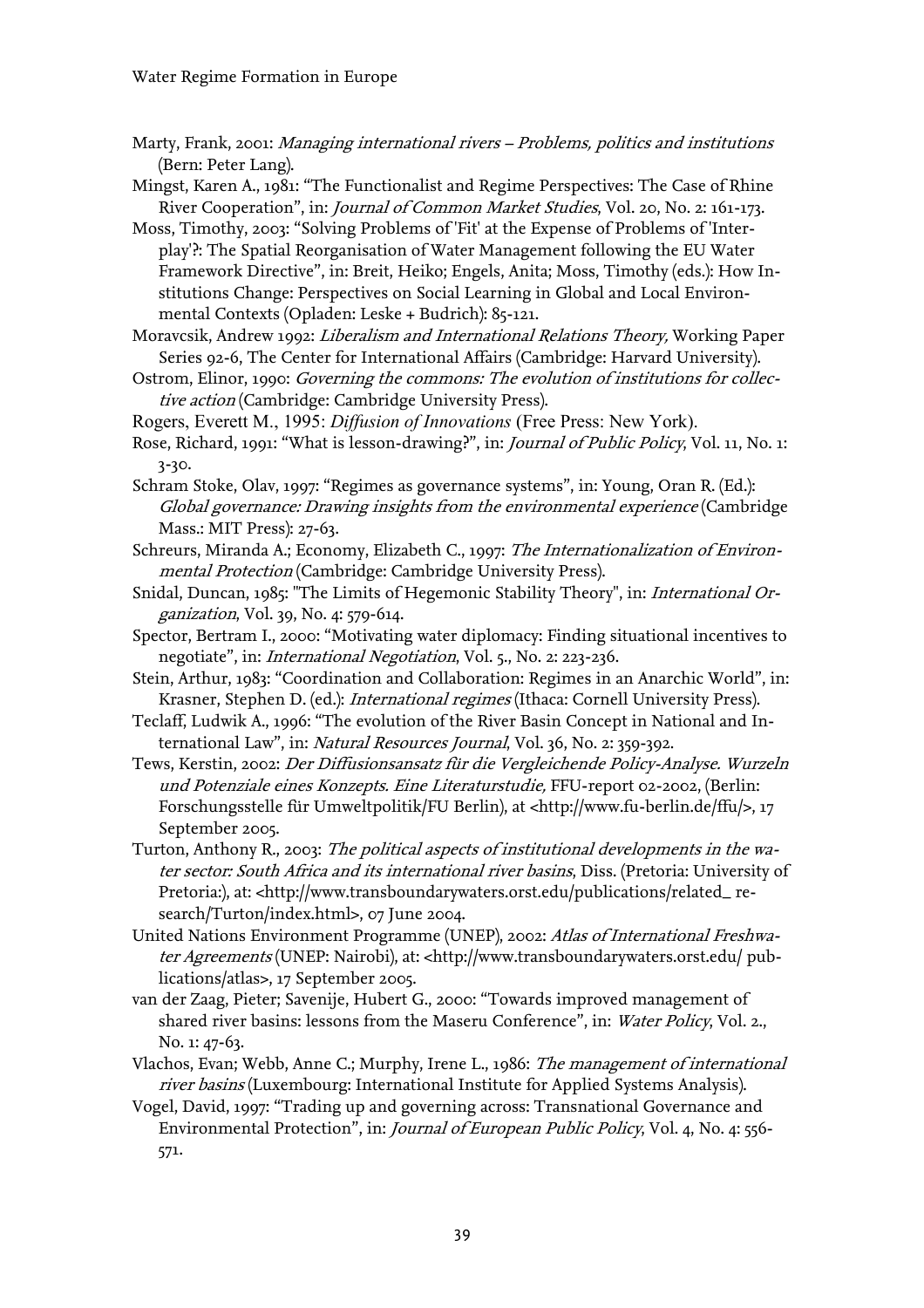Marty, Frank, 2001: *Managing international rivers – Problems, politics and institutions* (Bern: Peter Lang).

Mingst, Karen A., 1981: "The Functionalist and Regime Perspectives: The Case of Rhine River Cooperation", in: *Journal of Common Market Studies*, Vol. 20, No. 2: 161-173.

Moss, Timothy, 2003: "Solving Problems of 'Fit' at the Expense of Problems of 'Interplay'?: The Spatial Reorganisation of Water Management following the EU Water Framework Directive", in: Breit, Heiko; Engels, Anita; Moss, Timothy (eds.): How Institutions Change: Perspectives on Social Learning in Global and Local Environmental Contexts (Opladen: Leske + Budrich): 85-121.

Moravcsik, Andrew 1992: *Liberalism and International Relations Theory,* Working Paper Series 92-6, The Center for International Affairs (Cambridge: Harvard University).

Ostrom, Elinor, 1990: *Governing the commons: The evolution of institutions for collective action* (Cambridge: Cambridge University Press).

Rogers, Everett M., 1995: *Diffusion of Innovations* (Free Press: New York).

Rose, Richard, 1991: "What is lesson-drawing?", in: *Journal of Public Policy*, Vol. 11, No. 1: 3-30.

Schram Stoke, Olav, 1997: "Regimes as governance systems", in: Young, Oran R. (Ed.): *Global governance: Drawing insights from the environmental experience* (Cambridge Mass.: MIT Press): 27-63.

Schreurs, Miranda A.; Economy, Elizabeth C., 1997: *The Internationalization of Environmental Protection* (Cambridge: Cambridge University Press).

Snidal, Duncan, 1985: "The Limits of Hegemonic Stability Theory", in: *International Organization*, Vol. 39, No. 4: 579-614.

Spector, Bertram I., 2000: "Motivating water diplomacy: Finding situational incentives to negotiate", in: *International Negotiation*, Vol. 5., No. 2: 223-236.

Stein, Arthur, 1983: "Coordination and Collaboration: Regimes in an Anarchic World", in: Krasner, Stephen D. (ed.): *International regimes* (Ithaca: Cornell University Press).

Teclaff, Ludwik A., 1996: "The evolution of the River Basin Concept in National and International Law", in: *Natural Resources Journal*, Vol. 36, No. 2: 359-392.

Tews, Kerstin, 2002: *Der Diffusionsansatz für die Vergleichende Policy-Analyse. Wurzeln und Potenziale eines Konzepts. Eine Literaturstudie,* FFU-report 02-2002, (Berlin: Forschungsstelle für Umweltpolitik/FU Berlin), at <http://www.fu-berlin.de/ffu/>, 17 September 2005.

Turton, Anthony R., 2003: *The political aspects of institutional developments in the water sector: South Africa and its international river basins*, Diss. (Pretoria: University of Pretoria:), at: <http://www.transboundarywaters.orst.edu/publications/related_research/Turton/index.html>, 07 June 2004.

United Nations Environment Programme (UNEP), 2002: *Atlas of International Freshwater Agreements* (UNEP: Nairobi), at: <http://www.transboundarywaters.orst.edu/ publications/atlas>, 17 September 2005.

van der Zaag, Pieter; Savenije, Hubert G., 2000: "Towards improved management of shared river basins: lessons from the Maseru Conference", in: *Water Policy*, Vol. 2., No. 1: 47-63.

Vlachos, Evan; Webb, Anne C.; Murphy, Irene L., 1986: *The management of international river basins* (Luxembourg: International Institute for Applied Systems Analysis).

Vogel, David, 1997: "Trading up and governing across: Transnational Governance and Environmental Protection", in: *Journal of European Public Policy*, Vol. 4, No. 4: 556-571.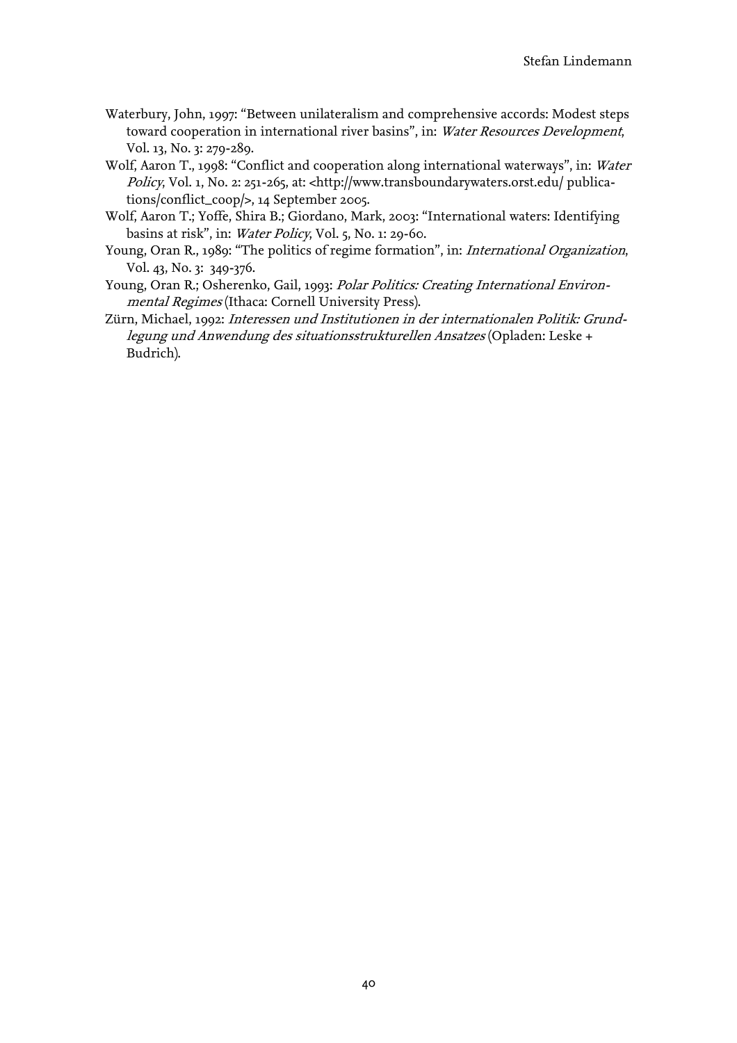Waterbury, John, 1997: "Between unilateralism and comprehensive accords: Modest steps toward cooperation in international river basins", in: *Water Resources Development*, Vol. 13, No. 3: 279-289.

Wolf, Aaron T., 1998: "Conflict and cooperation along international waterways", in: *Water Policy*, Vol. 1, No. 2: 251-265, at: <http://www.transboundarywaters.orst.edu/ publications/conflict_coop/>, 14 September 2005.

Wolf, Aaron T.; Yoffe, Shira B.; Giordano, Mark, 2003: "International waters: Identifying basins at risk", in: *Water Policy*, Vol. 5, No. 1: 29-60.

Young, Oran R., 1989: "The politics of regime formation", in: *International Organization*, Vol. 43, No. 3: 349-376.

Young, Oran R.; Osherenko, Gail, 1993: *Polar Politics: Creating International Environmental Regimes* (Ithaca: Cornell University Press).

Zürn, Michael, 1992: *Interessen und Institutionen in der internationalen Politik: Grundlegung und Anwendung des situationsstrukturellen Ansatzes* (Opladen: Leske + Budrich).